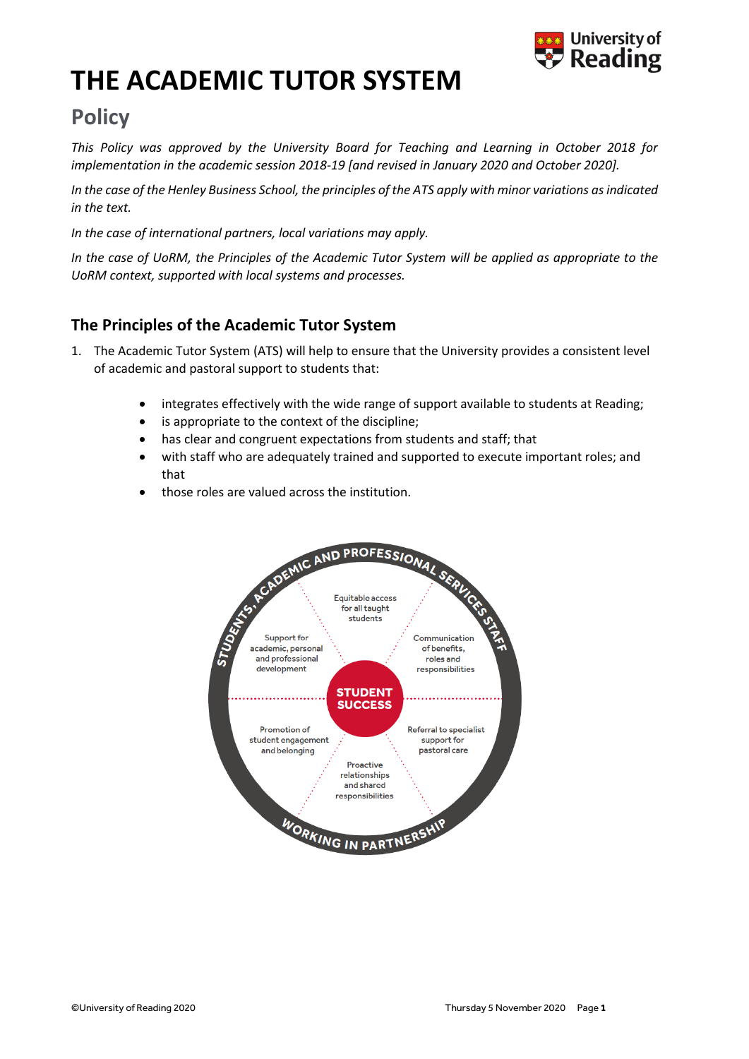# THE ACADEMIC TUTOR SYSTEM

## Policy

*This Policy was approved by the University Board for Teaching and Learning in October 2018 for implementation in the academic session 2018-19 [and revised in January 2020 and October 2020].*

*In the case of the Henley Business School, the principles of the ATS apply with minor variations as indicated in the text.*

*In the case of international partners, local variations may apply.*

*In the case of UoRM, the Principles of the Academic Tutor System will be applied as appropriate to the UoRM context, supported with local systems and processes.*

### The Principles of the Academic Tutor System

1. The Academic Tutor System (ATS) will help to ensure that the University provides a consistent level of academic and pastoral support to students that:

   - integrates effectively with the wide range of support available to students at Reading;
   - is appropriate to the context of the discipline;
   - has clear and congruent expectations from students and staff; that
   - with staff who are adequately trained and supported to execute important roles; and that
   - those roles are valued across the institution.

STUDENTS, ACADEMIC AND PROFESSIONAL SERVICES STAFF

STUDENT SUCCESS

- Equitable access for all taught students
- Communication of benefits, roles and responsibilities
- Referral to specialist support for pastoral care
- Proactive relationships and shared responsibilities
- Promotion of student engagement and belonging
- Support for academic, personal and professional development

WORKING IN PARTNERSHIP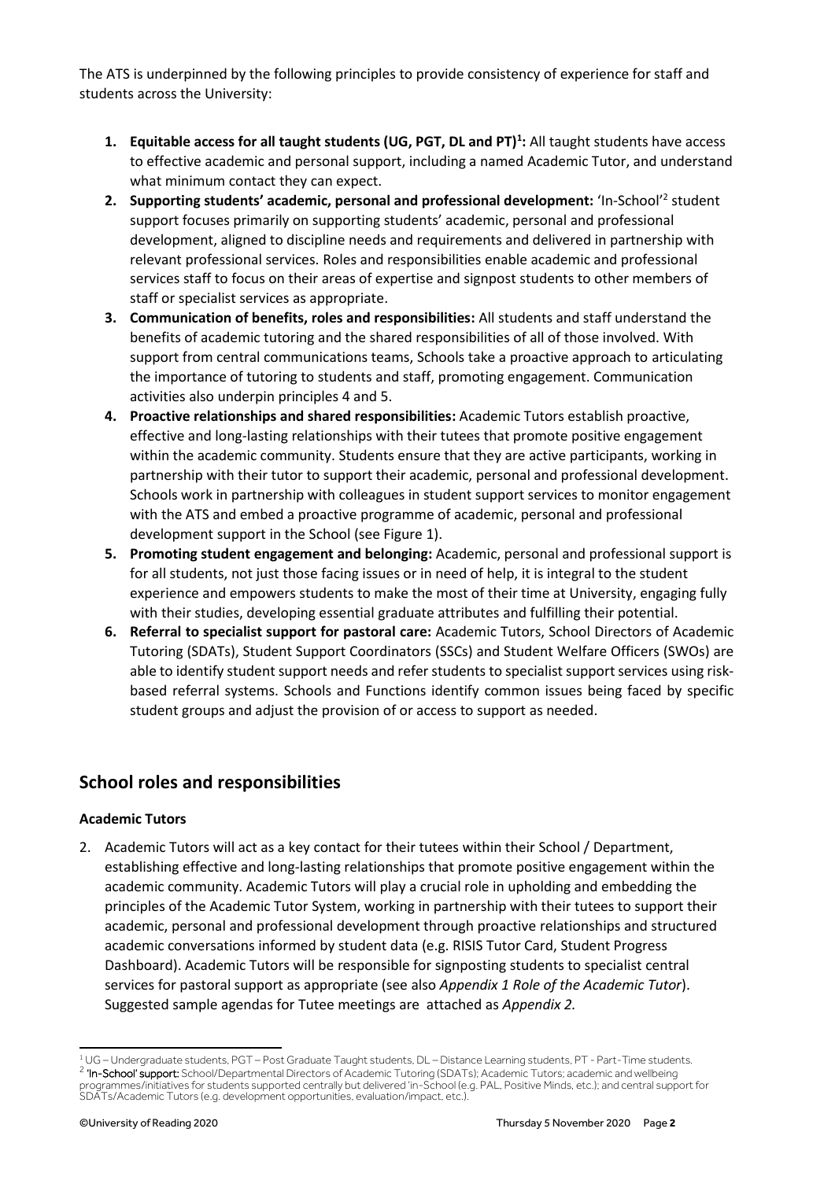The ATS is underpinned by the following principles to provide consistency of experience for staff and students across the University:

1. **Equitable access for all taught students (UG, PGT, DL and PT)[1]:** All taught students have access to effective academic and personal support, including a named Academic Tutor, and understand what minimum contact they can expect.
2. **Supporting students' academic, personal and professional development:** 'In-School'[2] student support focuses primarily on supporting students' academic, personal and professional development, aligned to discipline needs and requirements and delivered in partnership with relevant professional services. Roles and responsibilities enable academic and professional services staff to focus on their areas of expertise and signpost students to other members of staff or specialist services as appropriate.
3. **Communication of benefits, roles and responsibilities:** All students and staff understand the benefits of academic tutoring and the shared responsibilities of all of those involved. With support from central communications teams, Schools take a proactive approach to articulating the importance of tutoring to students and staff, promoting engagement. Communication activities also underpin principles 4 and 5.
4. **Proactive relationships and shared responsibilities:** Academic Tutors establish proactive, effective and long-lasting relationships with their tutees that promote positive engagement within the academic community. Students ensure that they are active participants, working in partnership with their tutor to support their academic, personal and professional development. Schools work in partnership with colleagues in student support services to monitor engagement with the ATS and embed a proactive programme of academic, personal and professional development support in the School (see Figure 1).
5. **Promoting student engagement and belonging:** Academic, personal and professional support is for all students, not just those facing issues or in need of help, it is integral to the student experience and empowers students to make the most of their time at University, engaging fully with their studies, developing essential graduate attributes and fulfilling their potential.
6. **Referral to specialist support for pastoral care:** Academic Tutors, School Directors of Academic Tutoring (SDATs), Student Support Coordinators (SSCs) and Student Welfare Officers (SWOs) are able to identify student support needs and refer students to specialist support services using risk-based referral systems. Schools and Functions identify common issues being faced by specific student groups and adjust the provision of or access to support as needed.

## School roles and responsibilities

### Academic Tutors

2. Academic Tutors will act as a key contact for their tutees within their School / Department, establishing effective and long-lasting relationships that promote positive engagement within the academic community. Academic Tutors will play a crucial role in upholding and embedding the principles of the Academic Tutor System, working in partnership with their tutees to support their academic, personal and professional development through proactive relationships and structured academic conversations informed by student data (e.g. RISIS Tutor Card, Student Progress Dashboard). Academic Tutors will be responsible for signposting students to specialist central services for pastoral support as appropriate (see also *Appendix 1 Role of the Academic Tutor*). Suggested sample agendas for Tutee meetings are attached as *Appendix 2.*

---

[1] UG – Undergraduate students, PGT – Post Graduate Taught students, DL – Distance Learning students, PT - Part-Time students.

[2] **'In-School' support:** School/Departmental Directors of Academic Tutoring (SDATs); Academic Tutors; academic and wellbeing programmes/initiatives for students supported centrally but delivered 'in-School (e.g. PAL, Positive Minds, etc.); and central support for SDATs/Academic Tutors (e.g. development opportunities, evaluation/impact, etc.).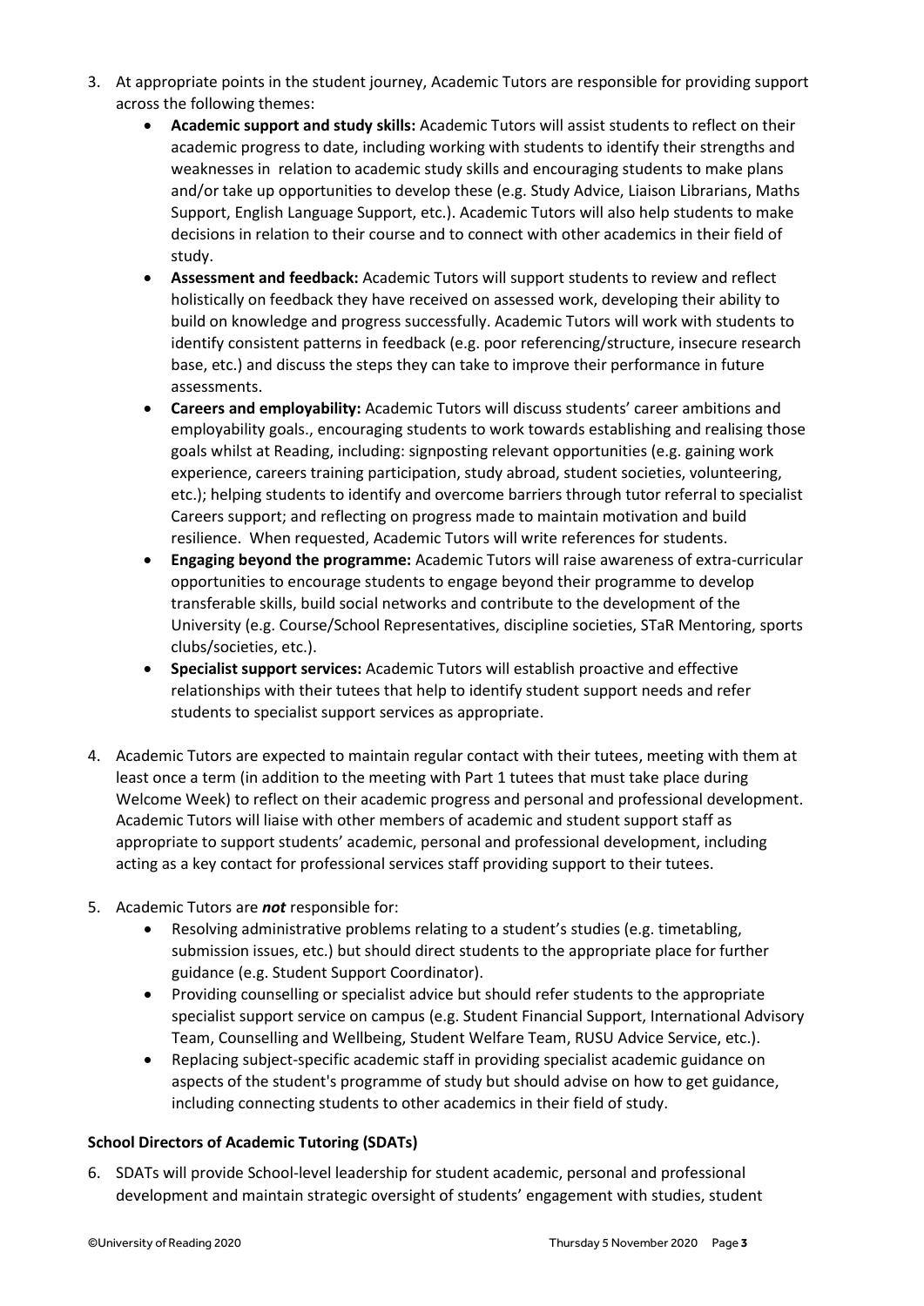3. At appropriate points in the student journey, Academic Tutors are responsible for providing support across the following themes:
   - **Academic support and study skills:** Academic Tutors will assist students to reflect on their academic progress to date, including working with students to identify their strengths and weaknesses in relation to academic study skills and encouraging students to make plans and/or take up opportunities to develop these (e.g. Study Advice, Liaison Librarians, Maths Support, English Language Support, etc.). Academic Tutors will also help students to make decisions in relation to their course and to connect with other academics in their field of study.
   - **Assessment and feedback:** Academic Tutors will support students to review and reflect holistically on feedback they have received on assessed work, developing their ability to build on knowledge and progress successfully. Academic Tutors will work with students to identify consistent patterns in feedback (e.g. poor referencing/structure, insecure research base, etc.) and discuss the steps they can take to improve their performance in future assessments.
   - **Careers and employability:** Academic Tutors will discuss students' career ambitions and employability goals., encouraging students to work towards establishing and realising those goals whilst at Reading, including: signposting relevant opportunities (e.g. gaining work experience, careers training participation, study abroad, student societies, volunteering, etc.); helping students to identify and overcome barriers through tutor referral to specialist Careers support; and reflecting on progress made to maintain motivation and build resilience. When requested, Academic Tutors will write references for students.
   - **Engaging beyond the programme:** Academic Tutors will raise awareness of extra-curricular opportunities to encourage students to engage beyond their programme to develop transferable skills, build social networks and contribute to the development of the University (e.g. Course/School Representatives, discipline societies, STaR Mentoring, sports clubs/societies, etc.).
   - **Specialist support services:** Academic Tutors will establish proactive and effective relationships with their tutees that help to identify student support needs and refer students to specialist support services as appropriate.

4. Academic Tutors are expected to maintain regular contact with their tutees, meeting with them at least once a term (in addition to the meeting with Part 1 tutees that must take place during Welcome Week) to reflect on their academic progress and personal and professional development. Academic Tutors will liaise with other members of academic and student support staff as appropriate to support students' academic, personal and professional development, including acting as a key contact for professional services staff providing support to their tutees.

5. Academic Tutors are ***not*** responsible for:
   - Resolving administrative problems relating to a student's studies (e.g. timetabling, submission issues, etc.) but should direct students to the appropriate place for further guidance (e.g. Student Support Coordinator).
   - Providing counselling or specialist advice but should refer students to the appropriate specialist support service on campus (e.g. Student Financial Support, International Advisory Team, Counselling and Wellbeing, Student Welfare Team, RUSU Advice Service, etc.).
   - Replacing subject-specific academic staff in providing specialist academic guidance on aspects of the student's programme of study but should advise on how to get guidance, including connecting students to other academics in their field of study.

**School Directors of Academic Tutoring (SDATs)**

6. SDATs will provide School-level leadership for student academic, personal and professional development and maintain strategic oversight of students' engagement with studies, student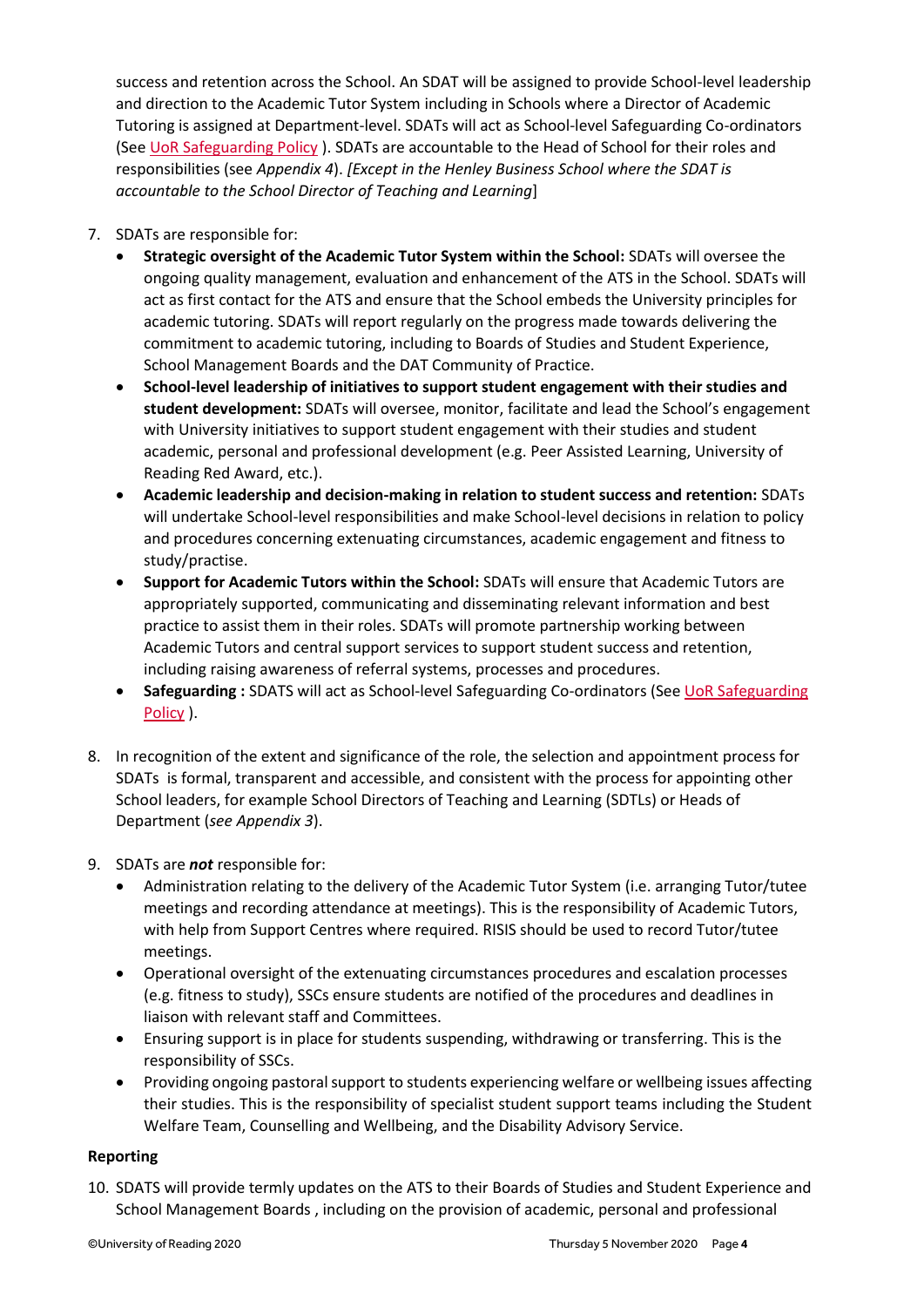success and retention across the School. An SDAT will be assigned to provide School-level leadership and direction to the Academic Tutor System including in Schools where a Director of Academic Tutoring is assigned at Department-level. SDATs will act as School-level Safeguarding Co-ordinators (See UoR Safeguarding Policy ). SDATs are accountable to the Head of School for their roles and responsibilities (see *Appendix 4*). *[Except in the Henley Business School where the SDAT is accountable to the School Director of Teaching and Learning*]

7. SDATs are responsible for:
   - **Strategic oversight of the Academic Tutor System within the School:** SDATs will oversee the ongoing quality management, evaluation and enhancement of the ATS in the School. SDATs will act as first contact for the ATS and ensure that the School embeds the University principles for academic tutoring. SDATs will report regularly on the progress made towards delivering the commitment to academic tutoring, including to Boards of Studies and Student Experience, School Management Boards and the DAT Community of Practice.
   - **School-level leadership of initiatives to support student engagement with their studies and student development:** SDATs will oversee, monitor, facilitate and lead the School's engagement with University initiatives to support student engagement with their studies and student academic, personal and professional development (e.g. Peer Assisted Learning, University of Reading Red Award, etc.).
   - **Academic leadership and decision-making in relation to student success and retention:** SDATs will undertake School-level responsibilities and make School-level decisions in relation to policy and procedures concerning extenuating circumstances, academic engagement and fitness to study/practise.
   - **Support for Academic Tutors within the School:** SDATs will ensure that Academic Tutors are appropriately supported, communicating and disseminating relevant information and best practice to assist them in their roles. SDATs will promote partnership working between Academic Tutors and central support services to support student success and retention, including raising awareness of referral systems, processes and procedures.
   - **Safeguarding :** SDATS will act as School-level Safeguarding Co-ordinators (See UoR Safeguarding Policy ).

8. In recognition of the extent and significance of the role, the selection and appointment process for SDATs is formal, transparent and accessible, and consistent with the process for appointing other School leaders, for example School Directors of Teaching and Learning (SDTLs) or Heads of Department (*see Appendix 3*).

9. SDATs are ***not*** responsible for:
   - Administration relating to the delivery of the Academic Tutor System (i.e. arranging Tutor/tutee meetings and recording attendance at meetings). This is the responsibility of Academic Tutors, with help from Support Centres where required. RISIS should be used to record Tutor/tutee meetings.
   - Operational oversight of the extenuating circumstances procedures and escalation processes (e.g. fitness to study), SSCs ensure students are notified of the procedures and deadlines in liaison with relevant staff and Committees.
   - Ensuring support is in place for students suspending, withdrawing or transferring. This is the responsibility of SSCs.
   - Providing ongoing pastoral support to students experiencing welfare or wellbeing issues affecting their studies. This is the responsibility of specialist student support teams including the Student Welfare Team, Counselling and Wellbeing, and the Disability Advisory Service.

### Reporting

10. SDATS will provide termly updates on the ATS to their Boards of Studies and Student Experience and School Management Boards , including on the provision of academic, personal and professional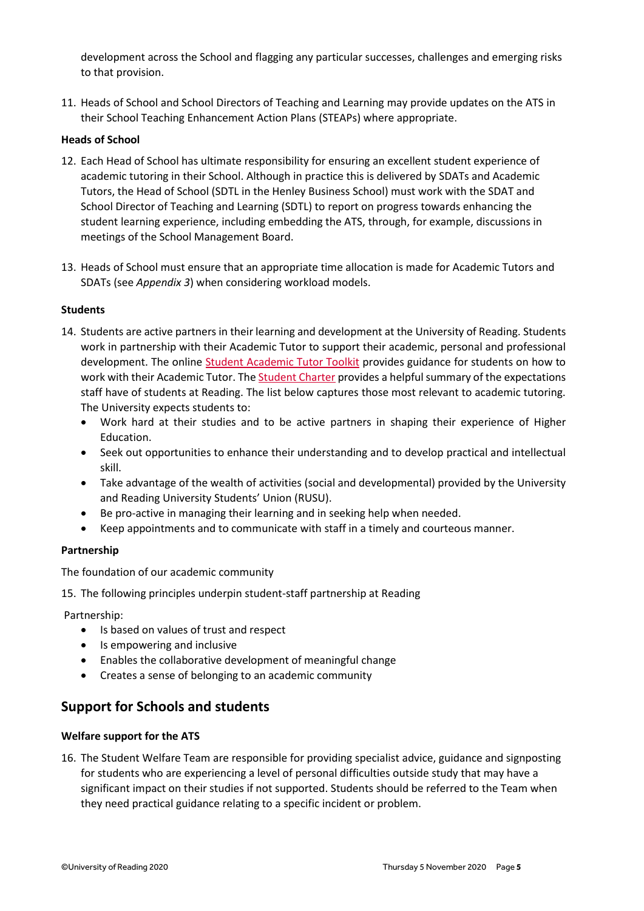development across the School and flagging any particular successes, challenges and emerging risks to that provision.

11. Heads of School and School Directors of Teaching and Learning may provide updates on the ATS in their School Teaching Enhancement Action Plans (STEAPs) where appropriate.

**Heads of School**

12. Each Head of School has ultimate responsibility for ensuring an excellent student experience of academic tutoring in their School. Although in practice this is delivered by SDATs and Academic Tutors, the Head of School (SDTL in the Henley Business School) must work with the SDAT and School Director of Teaching and Learning (SDTL) to report on progress towards enhancing the student learning experience, including embedding the ATS, through, for example, discussions in meetings of the School Management Board.

13. Heads of School must ensure that an appropriate time allocation is made for Academic Tutors and SDATs (see *Appendix 3*) when considering workload models.

**Students**

14. Students are active partners in their learning and development at the University of Reading. Students work in partnership with their Academic Tutor to support their academic, personal and professional development. The online Student Academic Tutor Toolkit provides guidance for students on how to work with their Academic Tutor. The Student Charter provides a helpful summary of the expectations staff have of students at Reading. The list below captures those most relevant to academic tutoring. The University expects students to:
    - Work hard at their studies and to be active partners in shaping their experience of Higher Education.
    - Seek out opportunities to enhance their understanding and to develop practical and intellectual skill.
    - Take advantage of the wealth of activities (social and developmental) provided by the University and Reading University Students' Union (RUSU).
    - Be pro-active in managing their learning and in seeking help when needed.
    - Keep appointments and to communicate with staff in a timely and courteous manner.

**Partnership**

The foundation of our academic community

15. The following principles underpin student-staff partnership at Reading

Partnership:

- Is based on values of trust and respect
- Is empowering and inclusive
- Enables the collaborative development of meaningful change
- Creates a sense of belonging to an academic community

## Support for Schools and students

**Welfare support for the ATS**

16. The Student Welfare Team are responsible for providing specialist advice, guidance and signposting for students who are experiencing a level of personal difficulties outside study that may have a significant impact on their studies if not supported. Students should be referred to the Team when they need practical guidance relating to a specific incident or problem.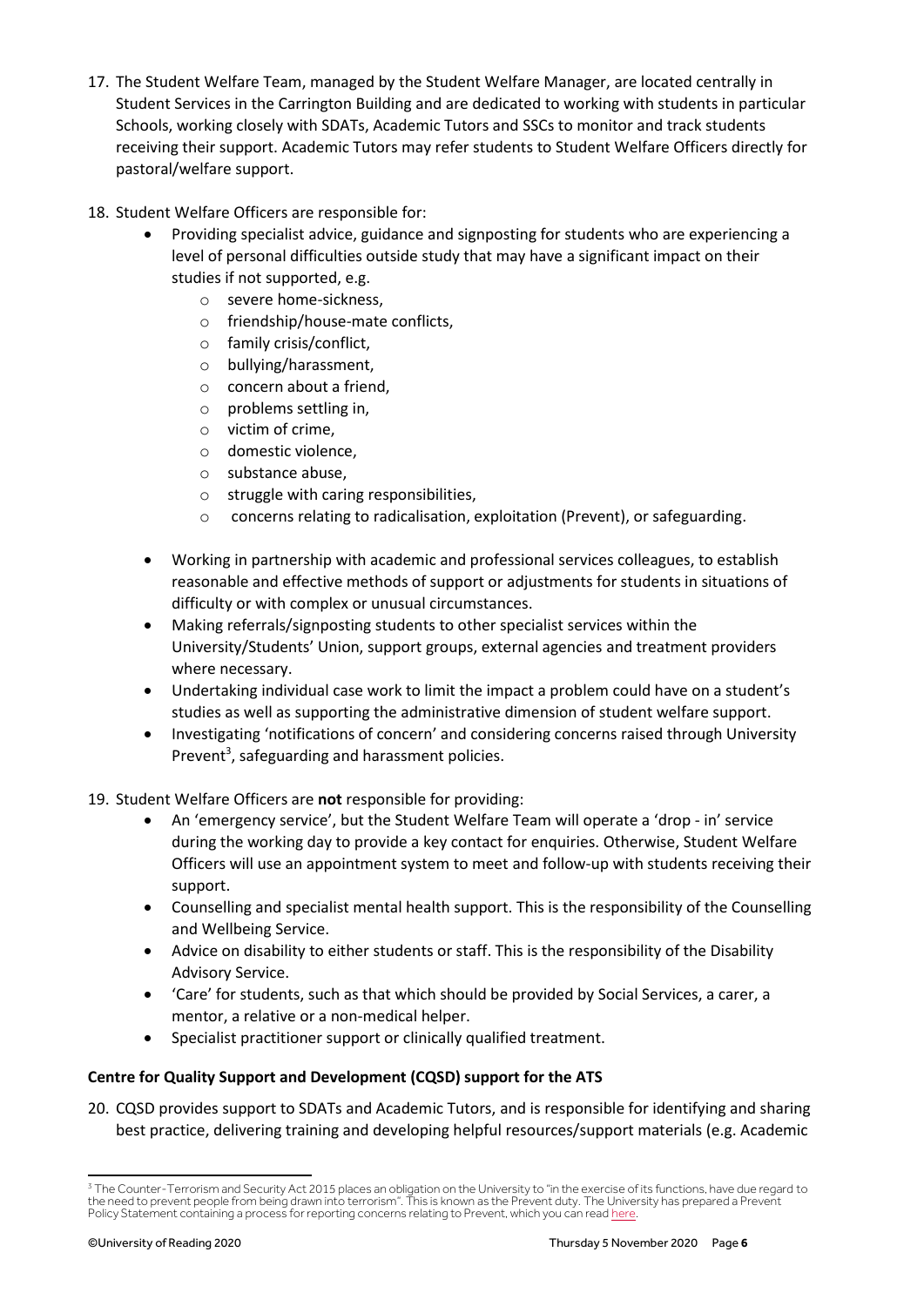17. The Student Welfare Team, managed by the Student Welfare Manager, are located centrally in Student Services in the Carrington Building and are dedicated to working with students in particular Schools, working closely with SDATs, Academic Tutors and SSCs to monitor and track students receiving their support. Academic Tutors may refer students to Student Welfare Officers directly for pastoral/welfare support.

18. Student Welfare Officers are responsible for:
    - Providing specialist advice, guidance and signposting for students who are experiencing a level of personal difficulties outside study that may have a significant impact on their studies if not supported, e.g.
        - severe home-sickness,
        - friendship/house-mate conflicts,
        - family crisis/conflict,
        - bullying/harassment,
        - concern about a friend,
        - problems settling in,
        - victim of crime,
        - domestic violence,
        - substance abuse,
        - struggle with caring responsibilities,
        - concerns relating to radicalisation, exploitation (Prevent), or safeguarding.
    - Working in partnership with academic and professional services colleagues, to establish reasonable and effective methods of support or adjustments for students in situations of difficulty or with complex or unusual circumstances.
    - Making referrals/signposting students to other specialist services within the University/Students' Union, support groups, external agencies and treatment providers where necessary.
    - Undertaking individual case work to limit the impact a problem could have on a student's studies as well as supporting the administrative dimension of student welfare support.
    - Investigating 'notifications of concern' and considering concerns raised through University Prevent[3], safeguarding and harassment policies.

19. Student Welfare Officers are **not** responsible for providing:
    - An 'emergency service', but the Student Welfare Team will operate a 'drop - in' service during the working day to provide a key contact for enquiries. Otherwise, Student Welfare Officers will use an appointment system to meet and follow-up with students receiving their support.
    - Counselling and specialist mental health support. This is the responsibility of the Counselling and Wellbeing Service.
    - Advice on disability to either students or staff. This is the responsibility of the Disability Advisory Service.
    - 'Care' for students, such as that which should be provided by Social Services, a carer, a mentor, a relative or a non-medical helper.
    - Specialist practitioner support or clinically qualified treatment.

**Centre for Quality Support and Development (CQSD) support for the ATS**

20. CQSD provides support to SDATs and Academic Tutors, and is responsible for identifying and sharing best practice, delivering training and developing helpful resources/support materials (e.g. Academic

[3] The Counter-Terrorism and Security Act 2015 places an obligation on the University to "in the exercise of its functions, have due regard to the need to prevent people from being drawn into terrorism". This is known as the Prevent duty. The University has prepared a Prevent Policy Statement containing a process for reporting concerns relating to Prevent, which you can read here.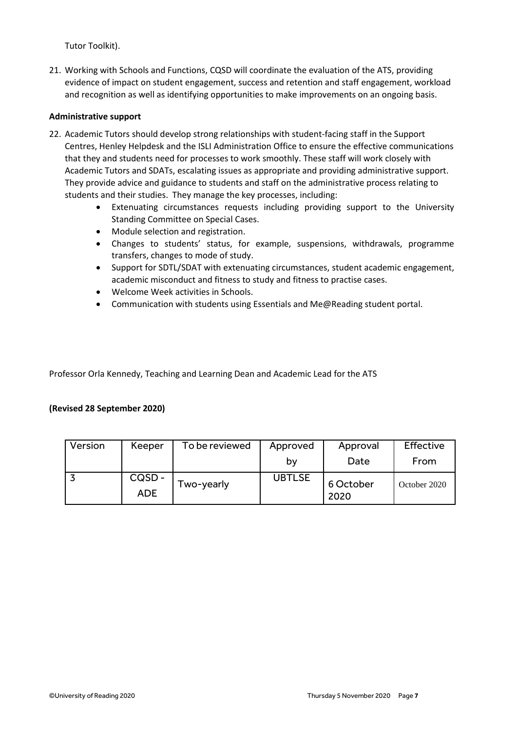Tutor Toolkit).

21. Working with Schools and Functions, CQSD will coordinate the evaluation of the ATS, providing evidence of impact on student engagement, success and retention and staff engagement, workload and recognition as well as identifying opportunities to make improvements on an ongoing basis.

**Administrative support**

22. Academic Tutors should develop strong relationships with student-facing staff in the Support Centres, Henley Helpdesk and the ISLI Administration Office to ensure the effective communications that they and students need for processes to work smoothly. These staff will work closely with Academic Tutors and SDATs, escalating issues as appropriate and providing administrative support. They provide advice and guidance to students and staff on the administrative process relating to students and their studies. They manage the key processes, including:
    - Extenuating circumstances requests including providing support to the University Standing Committee on Special Cases.
    - Module selection and registration.
    - Changes to students' status, for example, suspensions, withdrawals, programme transfers, changes to mode of study.
    - Support for SDTL/SDAT with extenuating circumstances, student academic engagement, academic misconduct and fitness to study and fitness to practise cases.
    - Welcome Week activities in Schools.
    - Communication with students using Essentials and Me@Reading student portal.

Professor Orla Kennedy, Teaching and Learning Dean and Academic Lead for the ATS

**(Revised 28 September 2020)**

| Version | Keeper | To be reviewed | Approved by | Approval Date | Effective From |
|---|---|---|---|---|---|
| 3 | CQSD - ADE | Two-yearly | UBTLSE | 6 October 2020 | October 2020 |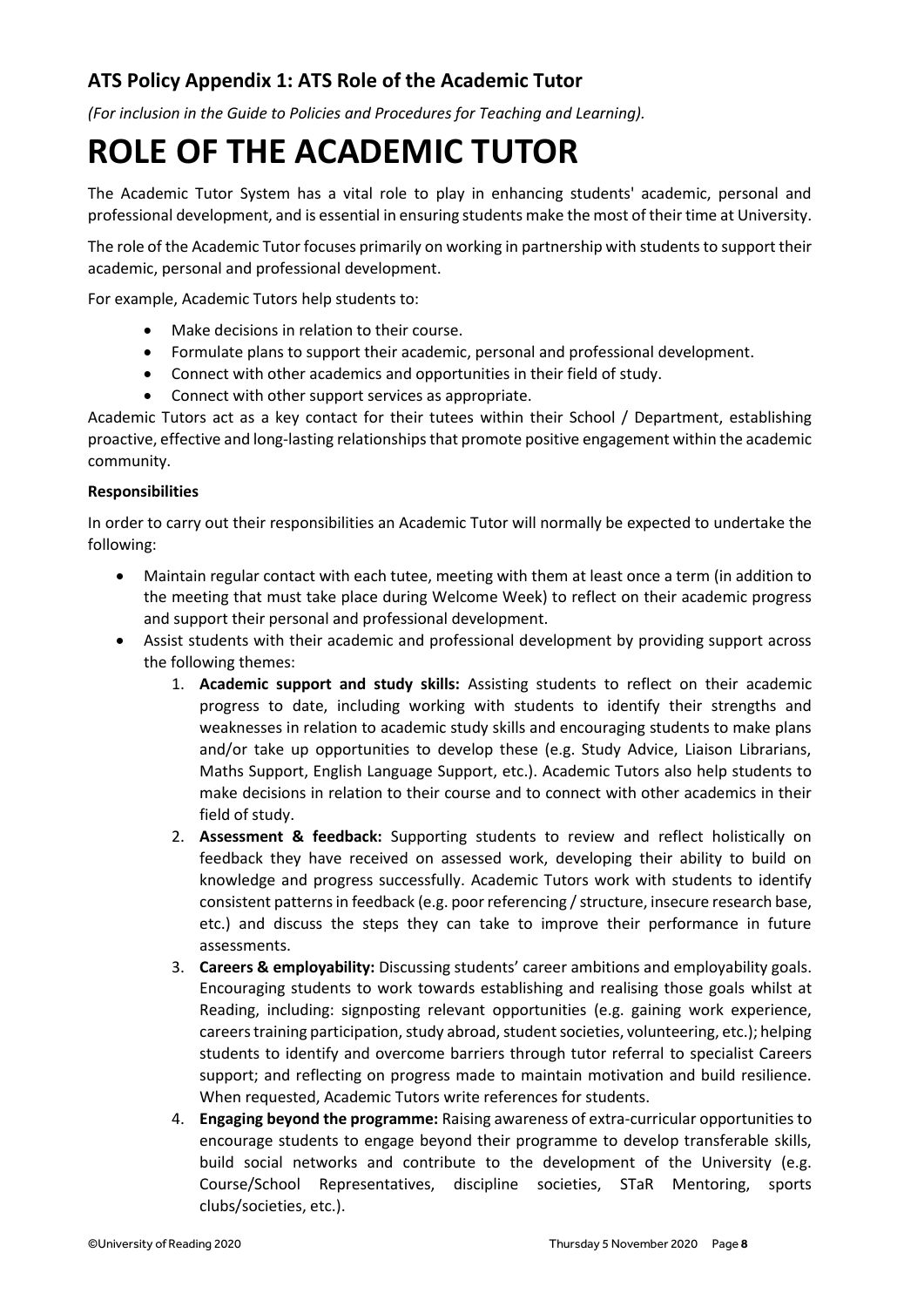## ATS Policy Appendix 1: ATS Role of the Academic Tutor

*(For inclusion in the Guide to Policies and Procedures for Teaching and Learning).*

# ROLE OF THE ACADEMIC TUTOR

The Academic Tutor System has a vital role to play in enhancing students' academic, personal and professional development, and is essential in ensuring students make the most of their time at University.

The role of the Academic Tutor focuses primarily on working in partnership with students to support their academic, personal and professional development.

For example, Academic Tutors help students to:

- Make decisions in relation to their course.
- Formulate plans to support their academic, personal and professional development.
- Connect with other academics and opportunities in their field of study.
- Connect with other support services as appropriate.

Academic Tutors act as a key contact for their tutees within their School / Department, establishing proactive, effective and long-lasting relationships that promote positive engagement within the academic community.

**Responsibilities**

In order to carry out their responsibilities an Academic Tutor will normally be expected to undertake the following:

- Maintain regular contact with each tutee, meeting with them at least once a term (in addition to the meeting that must take place during Welcome Week) to reflect on their academic progress and support their personal and professional development.
- Assist students with their academic and professional development by providing support across the following themes:
    1. **Academic support and study skills:** Assisting students to reflect on their academic progress to date, including working with students to identify their strengths and weaknesses in relation to academic study skills and encouraging students to make plans and/or take up opportunities to develop these (e.g. Study Advice, Liaison Librarians, Maths Support, English Language Support, etc.). Academic Tutors also help students to make decisions in relation to their course and to connect with other academics in their field of study.
    2. **Assessment & feedback:** Supporting students to review and reflect holistically on feedback they have received on assessed work, developing their ability to build on knowledge and progress successfully. Academic Tutors work with students to identify consistent patterns in feedback (e.g. poor referencing / structure, insecure research base, etc.) and discuss the steps they can take to improve their performance in future assessments.
    3. **Careers & employability:** Discussing students' career ambitions and employability goals. Encouraging students to work towards establishing and realising those goals whilst at Reading, including: signposting relevant opportunities (e.g. gaining work experience, careers training participation, study abroad, student societies, volunteering, etc.); helping students to identify and overcome barriers through tutor referral to specialist Careers support; and reflecting on progress made to maintain motivation and build resilience. When requested, Academic Tutors write references for students.
    4. **Engaging beyond the programme:** Raising awareness of extra-curricular opportunities to encourage students to engage beyond their programme to develop transferable skills, build social networks and contribute to the development of the University (e.g. Course/School Representatives, discipline societies, STaR Mentoring, sports clubs/societies, etc.).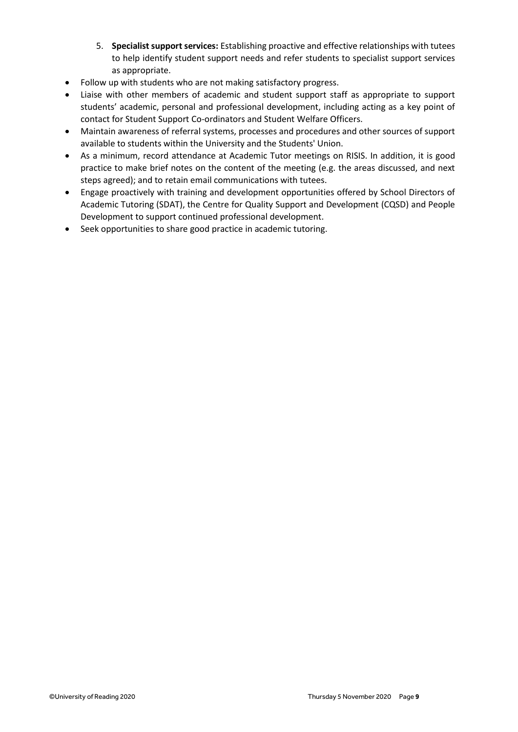5. **Specialist support services:** Establishing proactive and effective relationships with tutees to help identify student support needs and refer students to specialist support services as appropriate.

- Follow up with students who are not making satisfactory progress.
- Liaise with other members of academic and student support staff as appropriate to support students' academic, personal and professional development, including acting as a key point of contact for Student Support Co-ordinators and Student Welfare Officers.
- Maintain awareness of referral systems, processes and procedures and other sources of support available to students within the University and the Students' Union.
- As a minimum, record attendance at Academic Tutor meetings on RISIS. In addition, it is good practice to make brief notes on the content of the meeting (e.g. the areas discussed, and next steps agreed); and to retain email communications with tutees.
- Engage proactively with training and development opportunities offered by School Directors of Academic Tutoring (SDAT), the Centre for Quality Support and Development (CQSD) and People Development to support continued professional development.
- Seek opportunities to share good practice in academic tutoring.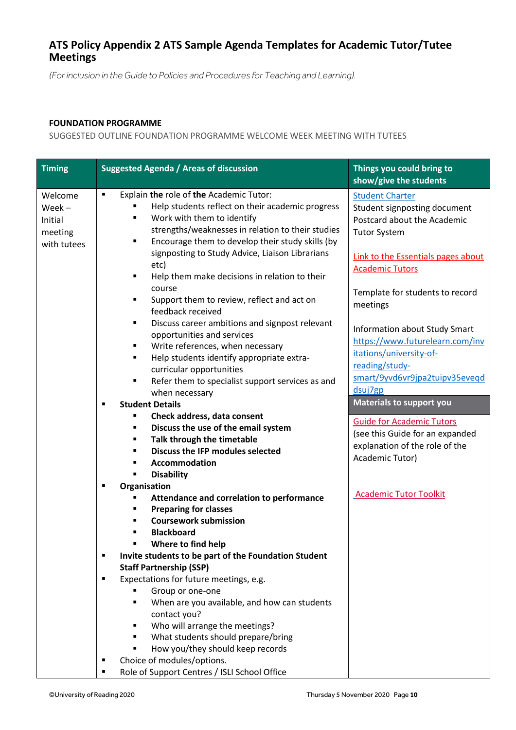# ATS Policy Appendix 2 ATS Sample Agenda Templates for Academic Tutor/Tutee Meetings

*(For inclusion in the Guide to Policies and Procedures for Teaching and Learning).*

**FOUNDATION PROGRAMME**

SUGGESTED OUTLINE FOUNDATION PROGRAMME WELCOME WEEK MEETING WITH TUTEES

| Timing | Suggested Agenda / Areas of discussion | Things you could bring to show/give the students |
|---|---|---|
| Welcome Week – Initial meeting with tutees | ▪ Explain **the** role of **the** Academic Tutor:<br>  ▪ Help students reflect on their academic progress<br>  ▪ Work with them to identify strengths/weaknesses in relation to their studies<br>  ▪ Encourage them to develop their study skills (by signposting to Study Advice, Liaison Librarians etc)<br>  ▪ Help them make decisions in relation to their course<br>  ▪ Support them to review, reflect and act on feedback received<br>  ▪ Discuss career ambitions and signpost relevant opportunities and services<br>  ▪ Write references, when necessary<br>  ▪ Help students identify appropriate extra-curricular opportunities<br>  ▪ Refer them to specialist support services as and when necessary<br>▪ **Student Details**<br>  ▪ **Check address, data consent**<br>  ▪ **Discuss the use of the email system**<br>  ▪ **Talk through the timetable**<br>  ▪ **Discuss the IFP modules selected**<br>  ▪ **Accommodation**<br>  ▪ **Disability**<br>▪ **Organisation**<br>  ▪ **Attendance and correlation to performance**<br>  ▪ **Preparing for classes**<br>  ▪ **Coursework submission**<br>  ▪ **Blackboard**<br>  ▪ **Where to find help**<br>▪ **Invite students to be part of the Foundation Student Staff Partnership (SSP)**<br>▪ Expectations for future meetings, e.g.<br>  ▪ Group or one-one<br>  ▪ When are you available, and how can students contact you?<br>  ▪ Who will arrange the meetings?<br>  ▪ What students should prepare/bring<br>  ▪ How you/they should keep records<br>▪ Choice of modules/options.<br>▪ Role of Support Centres / ISLI School Office | Student Charter<br>Student signposting document<br>Postcard about the Academic Tutor System<br><br>Link to the Essentials pages about Academic Tutors<br><br>Template for students to record meetings<br><br>Information about Study Smart https://www.futurelearn.com/invitations/university-of-reading/study-smart/9yvd6vr9jpa2tuipv35eveqddsuj7gp<br><br>**Materials to support you**<br><br>Guide for Academic Tutors (see this Guide for an expanded explanation of the role of the Academic Tutor)<br><br>Academic Tutor Toolkit |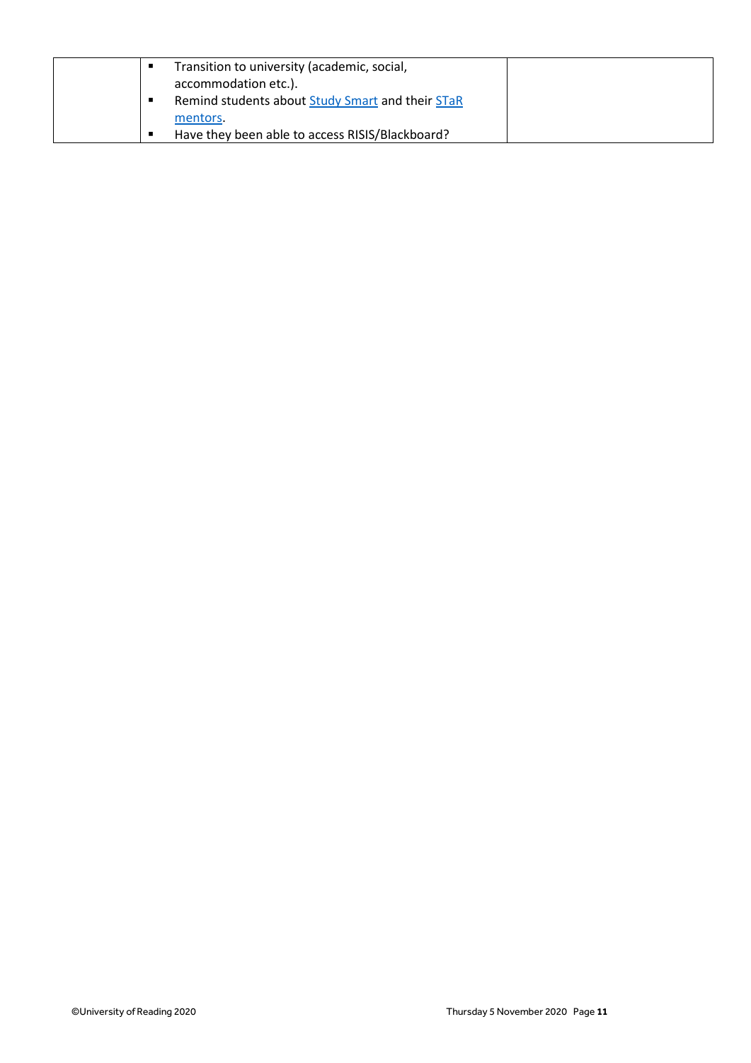|  |  |  |
|---|---|---|
|  | ▪ Transition to university (academic, social, accommodation etc.).<br>▪ Remind students about Study Smart and their STaR mentors.<br>▪ Have they been able to access RISIS/Blackboard? |  |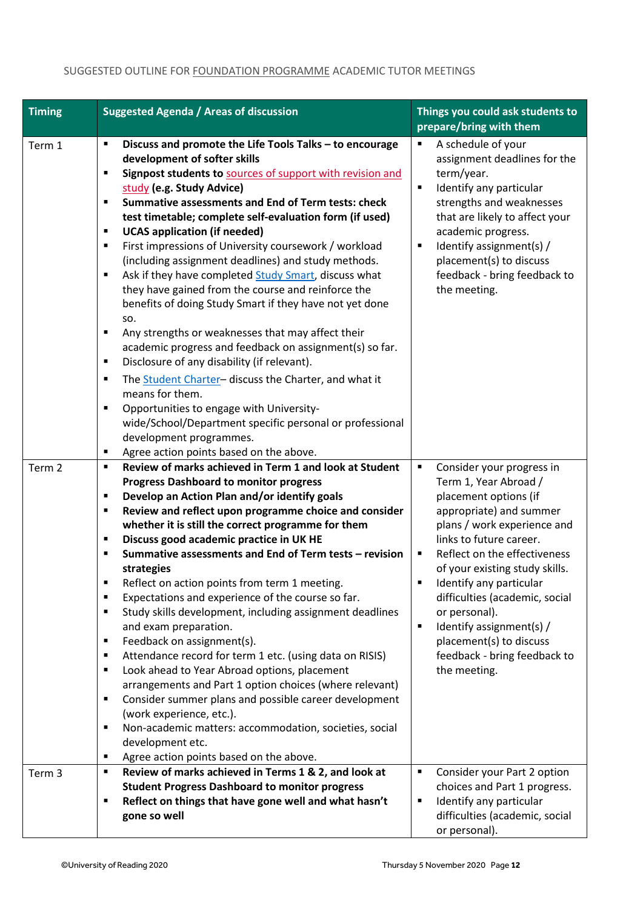SUGGESTED OUTLINE FOR FOUNDATION PROGRAMME ACADEMIC TUTOR MEETINGS

| Timing | Suggested Agenda / Areas of discussion | Things you could ask students to prepare/bring with them |
|---|---|---|
| Term 1 | ▪ **Discuss and promote the Life Tools Talks – to encourage development of softer skills**<br>▪ **Signpost students to** sources of support with revision and study **(e.g. Study Advice)**<br>▪ **Summative assessments and End of Term tests: check test timetable; complete self-evaluation form (if used)**<br>▪ **UCAS application (if needed)**<br>▪ First impressions of University coursework / workload (including assignment deadlines) and study methods.<br>▪ Ask if they have completed Study Smart, discuss what they have gained from the course and reinforce the benefits of doing Study Smart if they have not yet done so.<br>▪ Any strengths or weaknesses that may affect their academic progress and feedback on assignment(s) so far.<br>▪ Disclosure of any disability (if relevant).<br>▪ The Student Charter– discuss the Charter, and what it means for them.<br>▪ Opportunities to engage with University-wide/School/Department specific personal or professional development programmes.<br>▪ Agree action points based on the above. | ▪ A schedule of your assignment deadlines for the term/year.<br>▪ Identify any particular strengths and weaknesses that are likely to affect your academic progress.<br>▪ Identify assignment(s) / placement(s) to discuss feedback - bring feedback to the meeting. |
| Term 2 | ▪ **Review of marks achieved in Term 1 and look at Student Progress Dashboard to monitor progress**<br>▪ **Develop an Action Plan and/or identify goals**<br>▪ **Review and reflect upon programme choice and consider whether it is still the correct programme for them**<br>▪ **Discuss good academic practice in UK HE**<br>▪ **Summative assessments and End of Term tests – revision strategies**<br>▪ Reflect on action points from term 1 meeting.<br>▪ Expectations and experience of the course so far.<br>▪ Study skills development, including assignment deadlines and exam preparation.<br>▪ Feedback on assignment(s).<br>▪ Attendance record for term 1 etc. (using data on RISIS)<br>▪ Look ahead to Year Abroad options, placement arrangements and Part 1 option choices (where relevant)<br>▪ Consider summer plans and possible career development (work experience, etc.).<br>▪ Non-academic matters: accommodation, societies, social development etc.<br>▪ Agree action points based on the above. | ▪ Consider your progress in Term 1, Year Abroad / placement options (if appropriate) and summer plans / work experience and links to future career.<br>▪ Reflect on the effectiveness of your existing study skills.<br>▪ Identify any particular difficulties (academic, social or personal).<br>▪ Identify assignment(s) / placement(s) to discuss feedback - bring feedback to the meeting. |
| Term 3 | ▪ **Review of marks achieved in Terms 1 & 2, and look at Student Progress Dashboard to monitor progress**<br>▪ **Reflect on things that have gone well and what hasn't gone so well** | ▪ Consider your Part 2 option choices and Part 1 progress.<br>▪ Identify any particular difficulties (academic, social or personal). |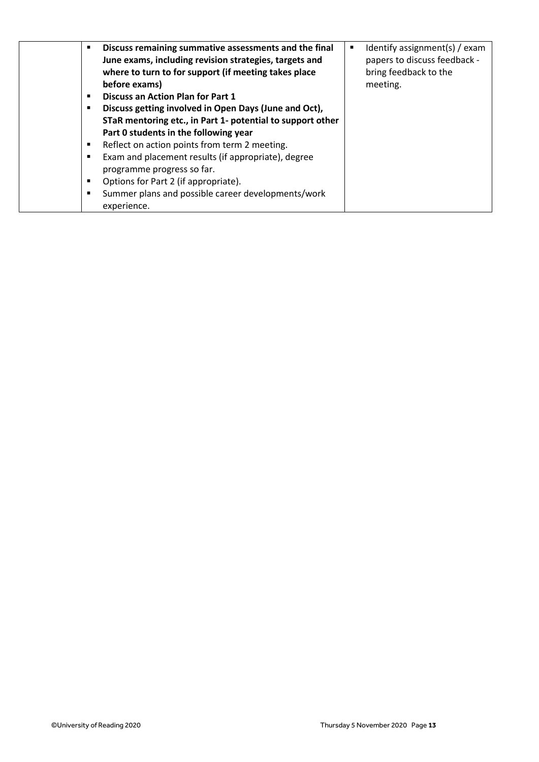| | | |
|---|---|---|
| | ▪ **Discuss remaining summative assessments and the final June exams, including revision strategies, targets and where to turn to for support (if meeting takes place before exams)**<br>▪ **Discuss an Action Plan for Part 1**<br>▪ **Discuss getting involved in Open Days (June and Oct), STaR mentoring etc., in Part 1- potential to support other Part 0 students in the following year**<br>▪ Reflect on action points from term 2 meeting.<br>▪ Exam and placement results (if appropriate), degree programme progress so far.<br>▪ Options for Part 2 (if appropriate).<br>▪ Summer plans and possible career developments/work experience. | ▪ Identify assignment(s) / exam papers to discuss feedback - bring feedback to the meeting. |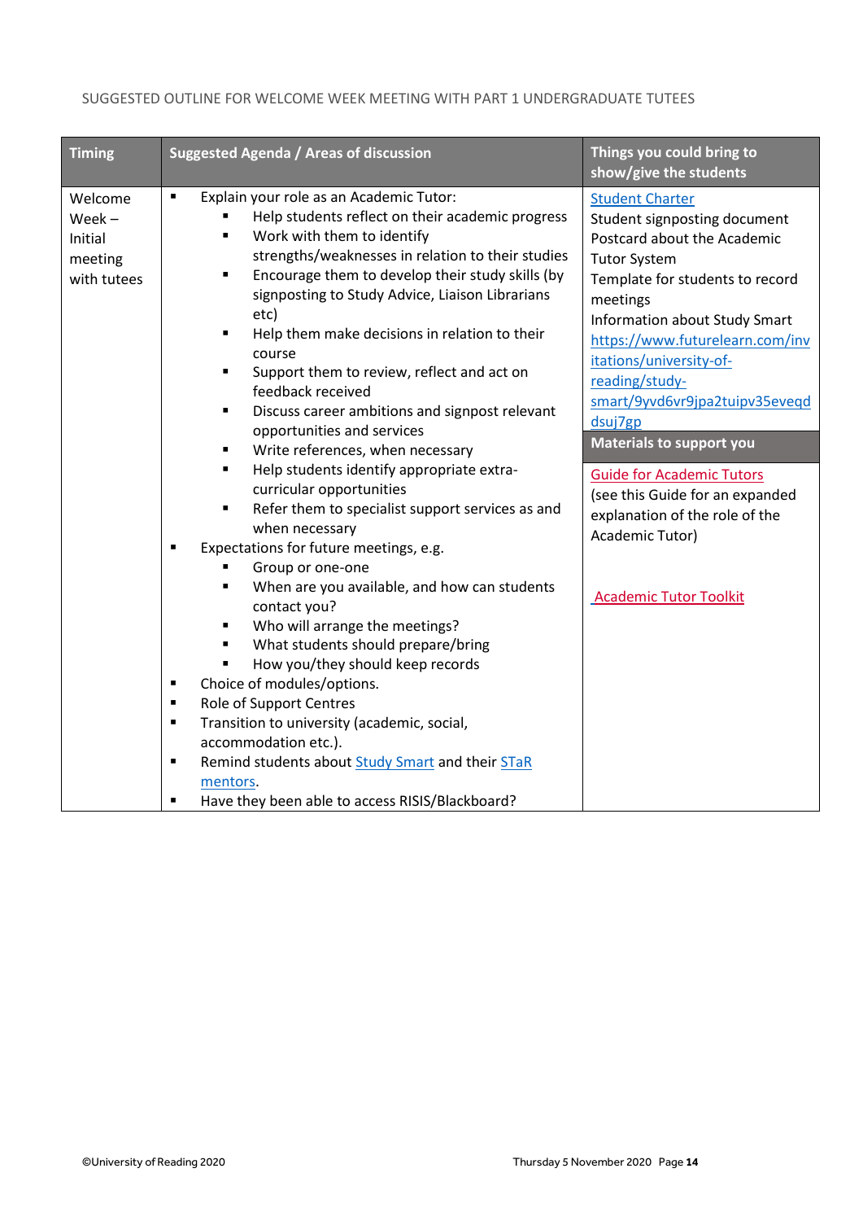SUGGESTED OUTLINE FOR WELCOME WEEK MEETING WITH PART 1 UNDERGRADUATE TUTEES

| Timing | Suggested Agenda / Areas of discussion | Things you could bring to show/give the students |
|---|---|---|
| Welcome Week – Initial meeting with tutees | ▪ Explain your role as an Academic Tutor:<br>&nbsp;&nbsp;▪ Help students reflect on their academic progress<br>&nbsp;&nbsp;▪ Work with them to identify strengths/weaknesses in relation to their studies<br>&nbsp;&nbsp;▪ Encourage them to develop their study skills (by signposting to Study Advice, Liaison Librarians etc)<br>&nbsp;&nbsp;▪ Help them make decisions in relation to their course<br>&nbsp;&nbsp;▪ Support them to review, reflect and act on feedback received<br>&nbsp;&nbsp;▪ Discuss career ambitions and signpost relevant opportunities and services<br>&nbsp;&nbsp;▪ Write references, when necessary<br>&nbsp;&nbsp;▪ Help students identify appropriate extra-curricular opportunities<br>&nbsp;&nbsp;▪ Refer them to specialist support services as and when necessary<br>▪ Expectations for future meetings, e.g.<br>&nbsp;&nbsp;▪ Group or one-one<br>&nbsp;&nbsp;▪ When are you available, and how can students contact you?<br>&nbsp;&nbsp;▪ Who will arrange the meetings?<br>&nbsp;&nbsp;▪ What students should prepare/bring<br>&nbsp;&nbsp;▪ How you/they should keep records<br>▪ Choice of modules/options.<br>▪ Role of Support Centres<br>▪ Transition to university (academic, social, accommodation etc.).<br>▪ Remind students about Study Smart and their STaR mentors.<br>▪ Have they been able to access RISIS/Blackboard? | Student Charter<br>Student signposting document<br>Postcard about the Academic Tutor System<br>Template for students to record meetings<br>Information about Study Smart https://www.futurelearn.com/invitations/university-of-reading/study-smart/9yvd6vr9jpa2tuipv35eveqddsuj7gp<br><br>**Materials to support you**<br><br>Guide for Academic Tutors (see this Guide for an expanded explanation of the role of the Academic Tutor)<br><br>Academic Tutor Toolkit |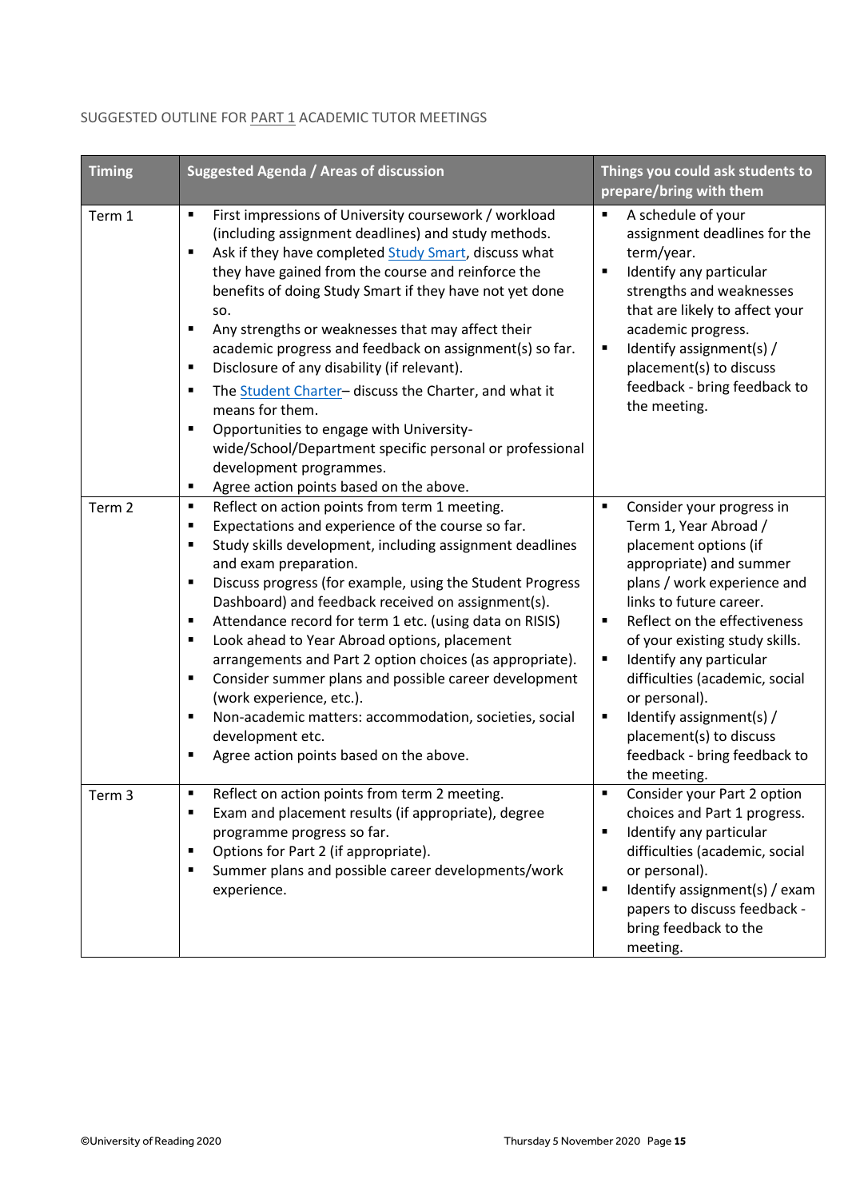SUGGESTED OUTLINE FOR PART 1 ACADEMIC TUTOR MEETINGS

| Timing | Suggested Agenda / Areas of discussion | Things you could ask students to prepare/bring with them |
|---|---|---|
| Term 1 | ▪ First impressions of University coursework / workload (including assignment deadlines) and study methods.<br>▪ Ask if they have completed Study Smart, discuss what they have gained from the course and reinforce the benefits of doing Study Smart if they have not yet done so.<br>▪ Any strengths or weaknesses that may affect their academic progress and feedback on assignment(s) so far.<br>▪ Disclosure of any disability (if relevant).<br>▪ The Student Charter– discuss the Charter, and what it means for them.<br>▪ Opportunities to engage with University-wide/School/Department specific personal or professional development programmes.<br>▪ Agree action points based on the above. | ▪ A schedule of your assignment deadlines for the term/year.<br>▪ Identify any particular strengths and weaknesses that are likely to affect your academic progress.<br>▪ Identify assignment(s) / placement(s) to discuss feedback - bring feedback to the meeting. |
| Term 2 | ▪ Reflect on action points from term 1 meeting.<br>▪ Expectations and experience of the course so far.<br>▪ Study skills development, including assignment deadlines and exam preparation.<br>▪ Discuss progress (for example, using the Student Progress Dashboard) and feedback received on assignment(s).<br>▪ Attendance record for term 1 etc. (using data on RISIS)<br>▪ Look ahead to Year Abroad options, placement arrangements and Part 2 option choices (as appropriate).<br>▪ Consider summer plans and possible career development (work experience, etc.).<br>▪ Non-academic matters: accommodation, societies, social development etc.<br>▪ Agree action points based on the above. | ▪ Consider your progress in Term 1, Year Abroad / placement options (if appropriate) and summer plans / work experience and links to future career.<br>▪ Reflect on the effectiveness of your existing study skills.<br>▪ Identify any particular difficulties (academic, social or personal).<br>▪ Identify assignment(s) / placement(s) to discuss feedback - bring feedback to the meeting. |
| Term 3 | ▪ Reflect on action points from term 2 meeting.<br>▪ Exam and placement results (if appropriate), degree programme progress so far.<br>▪ Options for Part 2 (if appropriate).<br>▪ Summer plans and possible career developments/work experience. | ▪ Consider your Part 2 option choices and Part 1 progress.<br>▪ Identify any particular difficulties (academic, social or personal).<br>▪ Identify assignment(s) / exam papers to discuss feedback - bring feedback to the meeting. |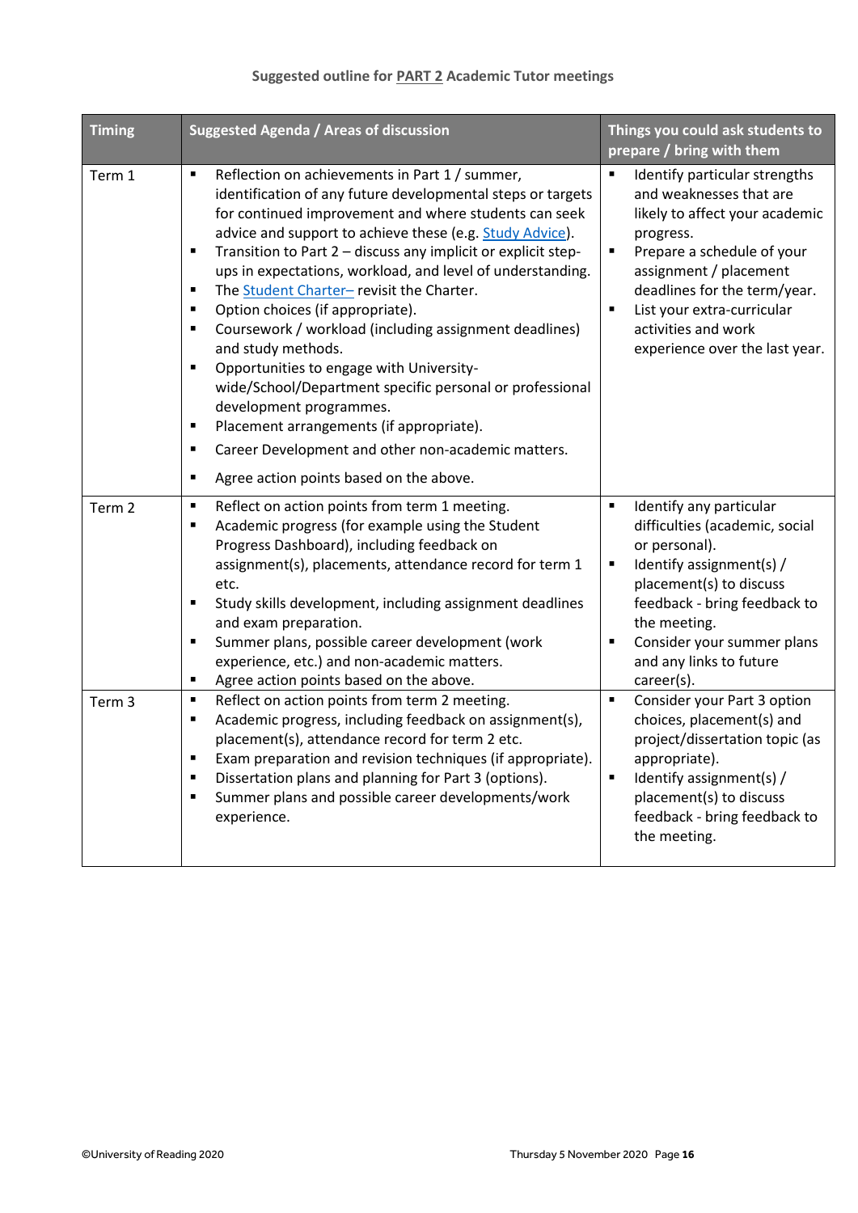**Suggested outline for PART 2 Academic Tutor meetings**

| Timing | Suggested Agenda / Areas of discussion | Things you could ask students to prepare / bring with them |
|---|---|---|
| Term 1 | ▪ Reflection on achievements in Part 1 / summer, identification of any future developmental steps or targets for continued improvement and where students can seek advice and support to achieve these (e.g. Study Advice).<br>▪ Transition to Part 2 – discuss any implicit or explicit step-ups in expectations, workload, and level of understanding.<br>▪ The Student Charter– revisit the Charter.<br>▪ Option choices (if appropriate).<br>▪ Coursework / workload (including assignment deadlines) and study methods.<br>▪ Opportunities to engage with University-wide/School/Department specific personal or professional development programmes.<br>▪ Placement arrangements (if appropriate).<br>▪ Career Development and other non-academic matters.<br>▪ Agree action points based on the above. | ▪ Identify particular strengths and weaknesses that are likely to affect your academic progress.<br>▪ Prepare a schedule of your assignment / placement deadlines for the term/year.<br>▪ List your extra-curricular activities and work experience over the last year. |
| Term 2 | ▪ Reflect on action points from term 1 meeting.<br>▪ Academic progress (for example using the Student Progress Dashboard), including feedback on assignment(s), placements, attendance record for term 1 etc.<br>▪ Study skills development, including assignment deadlines and exam preparation.<br>▪ Summer plans, possible career development (work experience, etc.) and non-academic matters.<br>▪ Agree action points based on the above. | ▪ Identify any particular difficulties (academic, social or personal).<br>▪ Identify assignment(s) / placement(s) to discuss feedback - bring feedback to the meeting.<br>▪ Consider your summer plans and any links to future career(s). |
| Term 3 | ▪ Reflect on action points from term 2 meeting.<br>▪ Academic progress, including feedback on assignment(s), placement(s), attendance record for term 2 etc.<br>▪ Exam preparation and revision techniques (if appropriate).<br>▪ Dissertation plans and planning for Part 3 (options).<br>▪ Summer plans and possible career developments/work experience. | ▪ Consider your Part 3 option choices, placement(s) and project/dissertation topic (as appropriate).<br>▪ Identify assignment(s) / placement(s) to discuss feedback - bring feedback to the meeting. |

©University of Reading 2020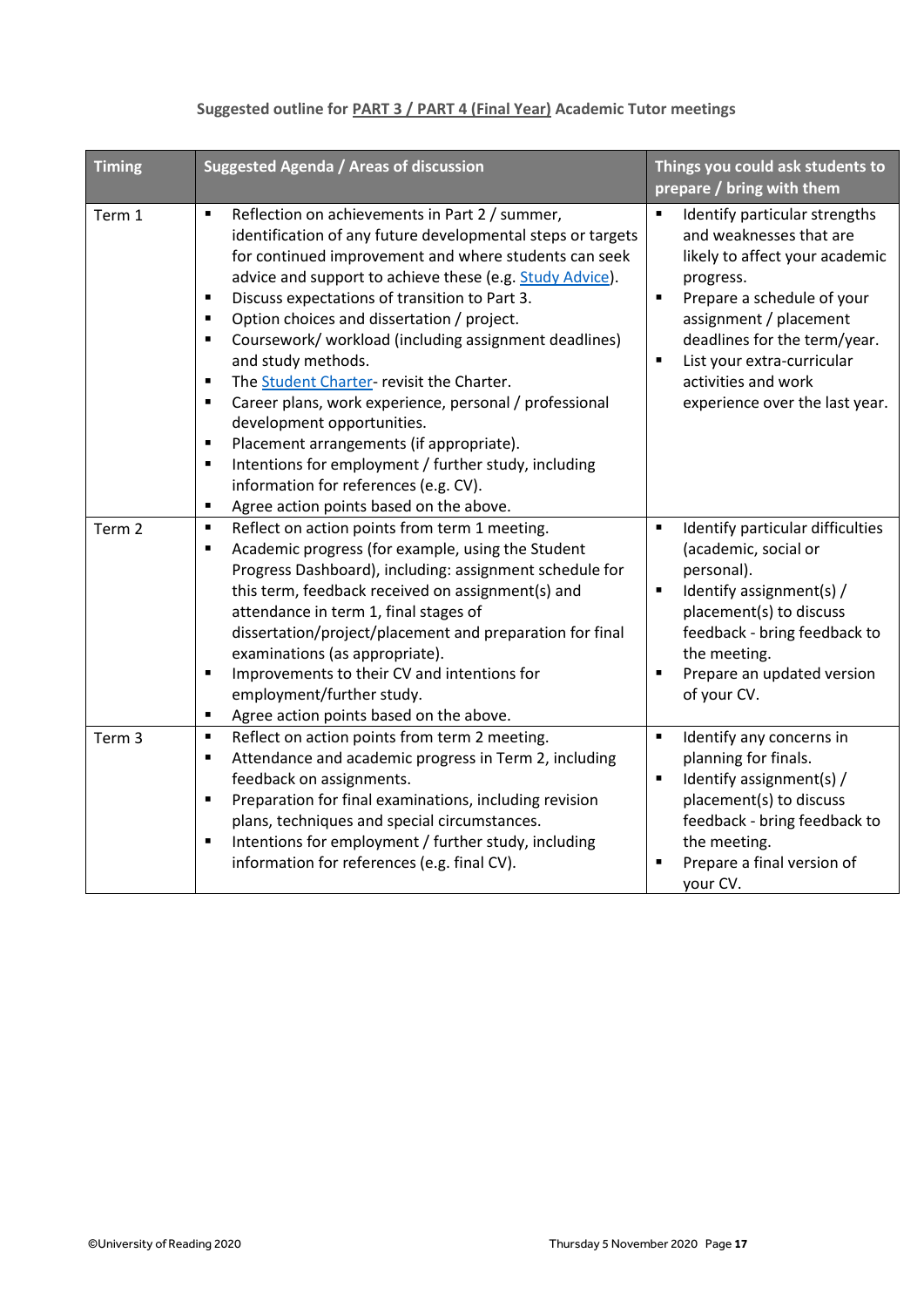**Suggested outline for PART 3 / PART 4 (Final Year) Academic Tutor meetings**

| Timing | Suggested Agenda / Areas of discussion | Things you could ask students to prepare / bring with them |
|---|---|---|
| Term 1 | ▪ Reflection on achievements in Part 2 / summer, identification of any future developmental steps or targets for continued improvement and where students can seek advice and support to achieve these (e.g. [Study Advice](#)).<br>▪ Discuss expectations of transition to Part 3.<br>▪ Option choices and dissertation / project.<br>▪ Coursework/ workload (including assignment deadlines) and study methods.<br>▪ The [Student Charter](#)- revisit the Charter.<br>▪ Career plans, work experience, personal / professional development opportunities.<br>▪ Placement arrangements (if appropriate).<br>▪ Intentions for employment / further study, including information for references (e.g. CV).<br>▪ Agree action points based on the above. | ▪ Identify particular strengths and weaknesses that are likely to affect your academic progress.<br>▪ Prepare a schedule of your assignment / placement deadlines for the term/year.<br>▪ List your extra-curricular activities and work experience over the last year. |
| Term 2 | ▪ Reflect on action points from term 1 meeting.<br>▪ Academic progress (for example, using the Student Progress Dashboard), including: assignment schedule for this term, feedback received on assignment(s) and attendance in term 1, final stages of dissertation/project/placement and preparation for final examinations (as appropriate).<br>▪ Improvements to their CV and intentions for employment/further study.<br>▪ Agree action points based on the above. | ▪ Identify particular difficulties (academic, social or personal).<br>▪ Identify assignment(s) / placement(s) to discuss feedback - bring feedback to the meeting.<br>▪ Prepare an updated version of your CV. |
| Term 3 | ▪ Reflect on action points from term 2 meeting.<br>▪ Attendance and academic progress in Term 2, including feedback on assignments.<br>▪ Preparation for final examinations, including revision plans, techniques and special circumstances.<br>▪ Intentions for employment / further study, including information for references (e.g. final CV). | ▪ Identify any concerns in planning for finals.<br>▪ Identify assignment(s) / placement(s) to discuss feedback - bring feedback to the meeting.<br>▪ Prepare a final version of your CV. |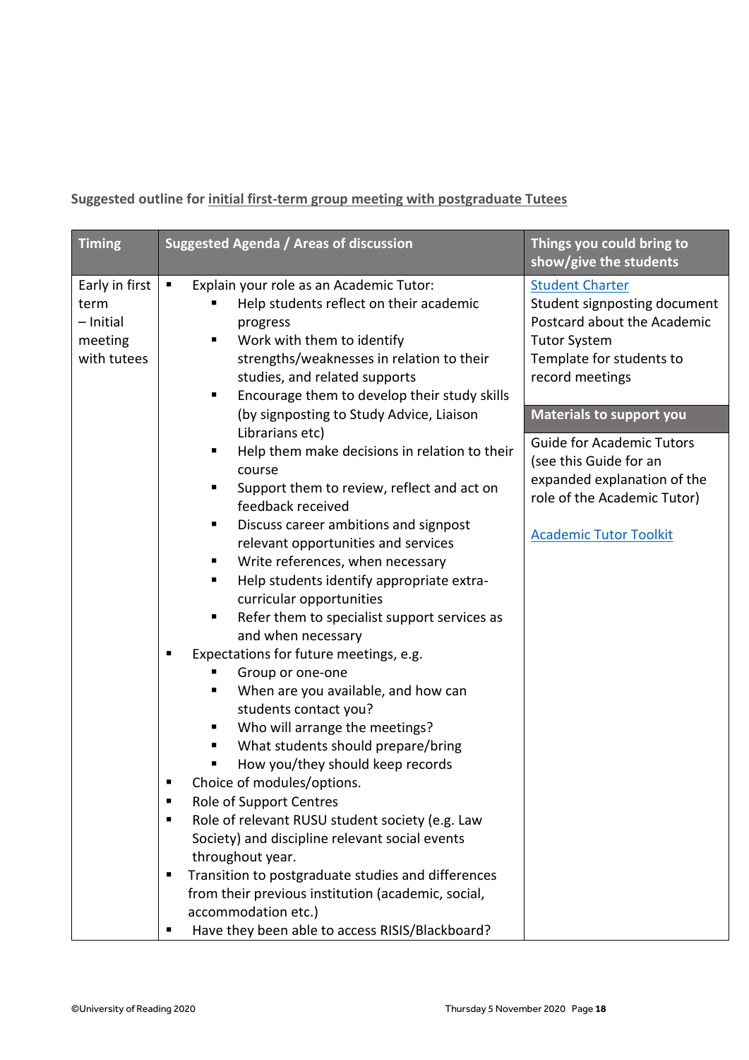**Suggested outline for <u>initial first-term group meeting with postgraduate Tutees</u>**

| Timing | Suggested Agenda / Areas of discussion | Things you could bring to show/give the students |
|---|---|---|
| Early in first term – Initial meeting with tutees | ▪ Explain your role as an Academic Tutor:<br>▪ Help students reflect on their academic progress<br>▪ Work with them to identify strengths/weaknesses in relation to their studies, and related supports<br>▪ Encourage them to develop their study skills (by signposting to Study Advice, Liaison Librarians etc)<br>▪ Help them make decisions in relation to their course<br>▪ Support them to review, reflect and act on feedback received<br>▪ Discuss career ambitions and signpost relevant opportunities and services<br>▪ Write references, when necessary<br>▪ Help students identify appropriate extra-curricular opportunities<br>▪ Refer them to specialist support services as and when necessary<br>▪ Expectations for future meetings, e.g.<br>▪ Group or one-one<br>▪ When are you available, and how can students contact you?<br>▪ Who will arrange the meetings?<br>▪ What students should prepare/bring<br>▪ How you/they should keep records<br>▪ Choice of modules/options.<br>▪ Role of Support Centres<br>▪ Role of relevant RUSU student society (e.g. Law Society) and discipline relevant social events throughout year.<br>▪ Transition to postgraduate studies and differences from their previous institution (academic, social, accommodation etc.)<br>▪ Have they been able to access RISIS/Blackboard? | Student Charter<br>Student signposting document<br>Postcard about the Academic Tutor System<br>Template for students to record meetings<br><br>**Materials to support you**<br><br>Guide for Academic Tutors (see this Guide for an expanded explanation of the role of the Academic Tutor)<br><br>Academic Tutor Toolkit |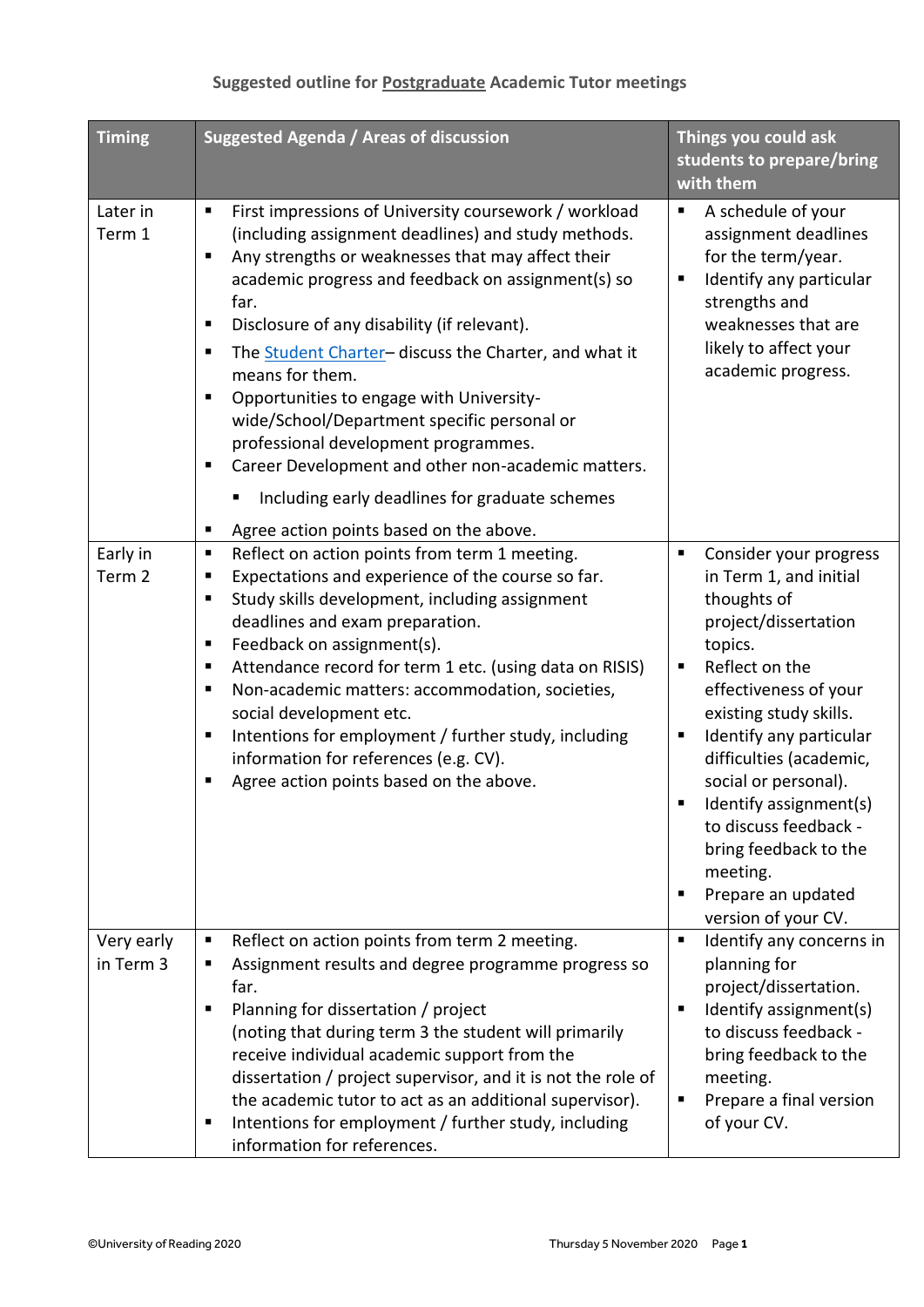### Suggested outline for Postgraduate Academic Tutor meetings

| Timing | Suggested Agenda / Areas of discussion | Things you could ask students to prepare/bring with them |
|---|---|---|
| Later in Term 1 | ▪ First impressions of University coursework / workload (including assignment deadlines) and study methods.<br>▪ Any strengths or weaknesses that may affect their academic progress and feedback on assignment(s) so far.<br>▪ Disclosure of any disability (if relevant).<br>▪ The Student Charter– discuss the Charter, and what it means for them.<br>▪ Opportunities to engage with University-wide/School/Department specific personal or professional development programmes.<br>▪ Career Development and other non-academic matters.<br>&nbsp;&nbsp;&nbsp;&nbsp;▪ Including early deadlines for graduate schemes<br>▪ Agree action points based on the above. | ▪ A schedule of your assignment deadlines for the term/year.<br>▪ Identify any particular strengths and weaknesses that are likely to affect your academic progress. |
| Early in Term 2 | ▪ Reflect on action points from term 1 meeting.<br>▪ Expectations and experience of the course so far.<br>▪ Study skills development, including assignment deadlines and exam preparation.<br>▪ Feedback on assignment(s).<br>▪ Attendance record for term 1 etc. (using data on RISIS)<br>▪ Non-academic matters: accommodation, societies, social development etc.<br>▪ Intentions for employment / further study, including information for references (e.g. CV).<br>▪ Agree action points based on the above. | ▪ Consider your progress in Term 1, and initial thoughts of project/dissertation topics.<br>▪ Reflect on the effectiveness of your existing study skills.<br>▪ Identify any particular difficulties (academic, social or personal).<br>▪ Identify assignment(s) to discuss feedback - bring feedback to the meeting.<br>▪ Prepare an updated version of your CV. |
| Very early in Term 3 | ▪ Reflect on action points from term 2 meeting.<br>▪ Assignment results and degree programme progress so far.<br>▪ Planning for dissertation / project (noting that during term 3 the student will primarily receive individual academic support from the dissertation / project supervisor, and it is not the role of the academic tutor to act as an additional supervisor).<br>▪ Intentions for employment / further study, including information for references. | ▪ Identify any concerns in planning for project/dissertation.<br>▪ Identify assignment(s) to discuss feedback - bring feedback to the meeting.<br>▪ Prepare a final version of your CV. |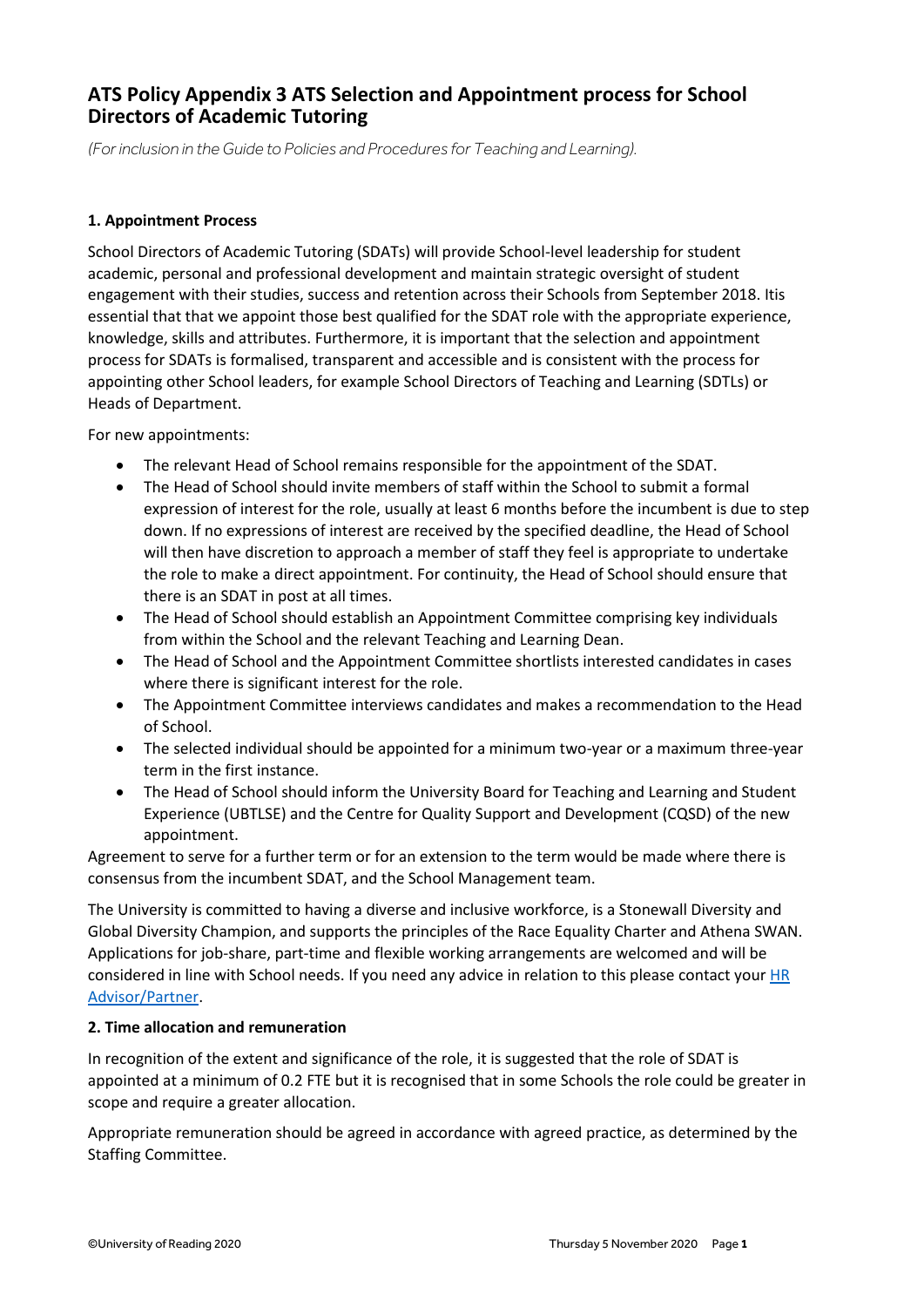# ATS Policy Appendix 3 ATS Selection and Appointment process for School Directors of Academic Tutoring

*(For inclusion in the Guide to Policies and Procedures for Teaching and Learning).*

**1. Appointment Process**

School Directors of Academic Tutoring (SDATs) will provide School-level leadership for student academic, personal and professional development and maintain strategic oversight of student engagement with their studies, success and retention across their Schools from September 2018. Itis essential that that we appoint those best qualified for the SDAT role with the appropriate experience, knowledge, skills and attributes. Furthermore, it is important that the selection and appointment process for SDATs is formalised, transparent and accessible and is consistent with the process for appointing other School leaders, for example School Directors of Teaching and Learning (SDTLs) or Heads of Department.

For new appointments:

- The relevant Head of School remains responsible for the appointment of the SDAT.
- The Head of School should invite members of staff within the School to submit a formal expression of interest for the role, usually at least 6 months before the incumbent is due to step down. If no expressions of interest are received by the specified deadline, the Head of School will then have discretion to approach a member of staff they feel is appropriate to undertake the role to make a direct appointment. For continuity, the Head of School should ensure that there is an SDAT in post at all times.
- The Head of School should establish an Appointment Committee comprising key individuals from within the School and the relevant Teaching and Learning Dean.
- The Head of School and the Appointment Committee shortlists interested candidates in cases where there is significant interest for the role.
- The Appointment Committee interviews candidates and makes a recommendation to the Head of School.
- The selected individual should be appointed for a minimum two-year or a maximum three-year term in the first instance.
- The Head of School should inform the University Board for Teaching and Learning and Student Experience (UBTLSE) and the Centre for Quality Support and Development (CQSD) of the new appointment.

Agreement to serve for a further term or for an extension to the term would be made where there is consensus from the incumbent SDAT, and the School Management team.

The University is committed to having a diverse and inclusive workforce, is a Stonewall Diversity and Global Diversity Champion, and supports the principles of the Race Equality Charter and Athena SWAN. Applications for job-share, part-time and flexible working arrangements are welcomed and will be considered in line with School needs. If you need any advice in relation to this please contact your HR Advisor/Partner.

**2. Time allocation and remuneration**

In recognition of the extent and significance of the role, it is suggested that the role of SDAT is appointed at a minimum of 0.2 FTE but it is recognised that in some Schools the role could be greater in scope and require a greater allocation.

Appropriate remuneration should be agreed in accordance with agreed practice, as determined by the Staffing Committee.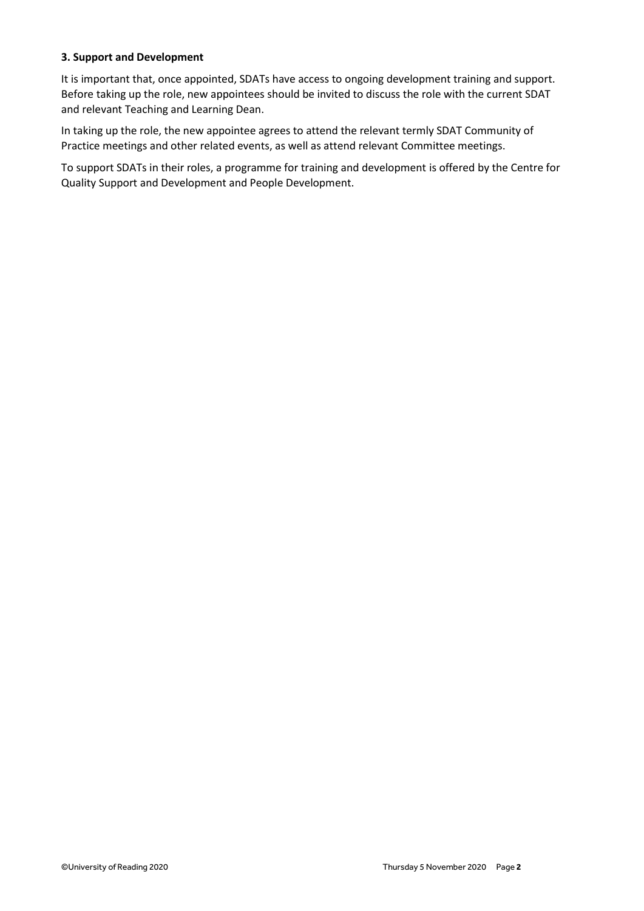**3. Support and Development**

It is important that, once appointed, SDATs have access to ongoing development training and support. Before taking up the role, new appointees should be invited to discuss the role with the current SDAT and relevant Teaching and Learning Dean.

In taking up the role, the new appointee agrees to attend the relevant termly SDAT Community of Practice meetings and other related events, as well as attend relevant Committee meetings.

To support SDATs in their roles, a programme for training and development is offered by the Centre for Quality Support and Development and People Development.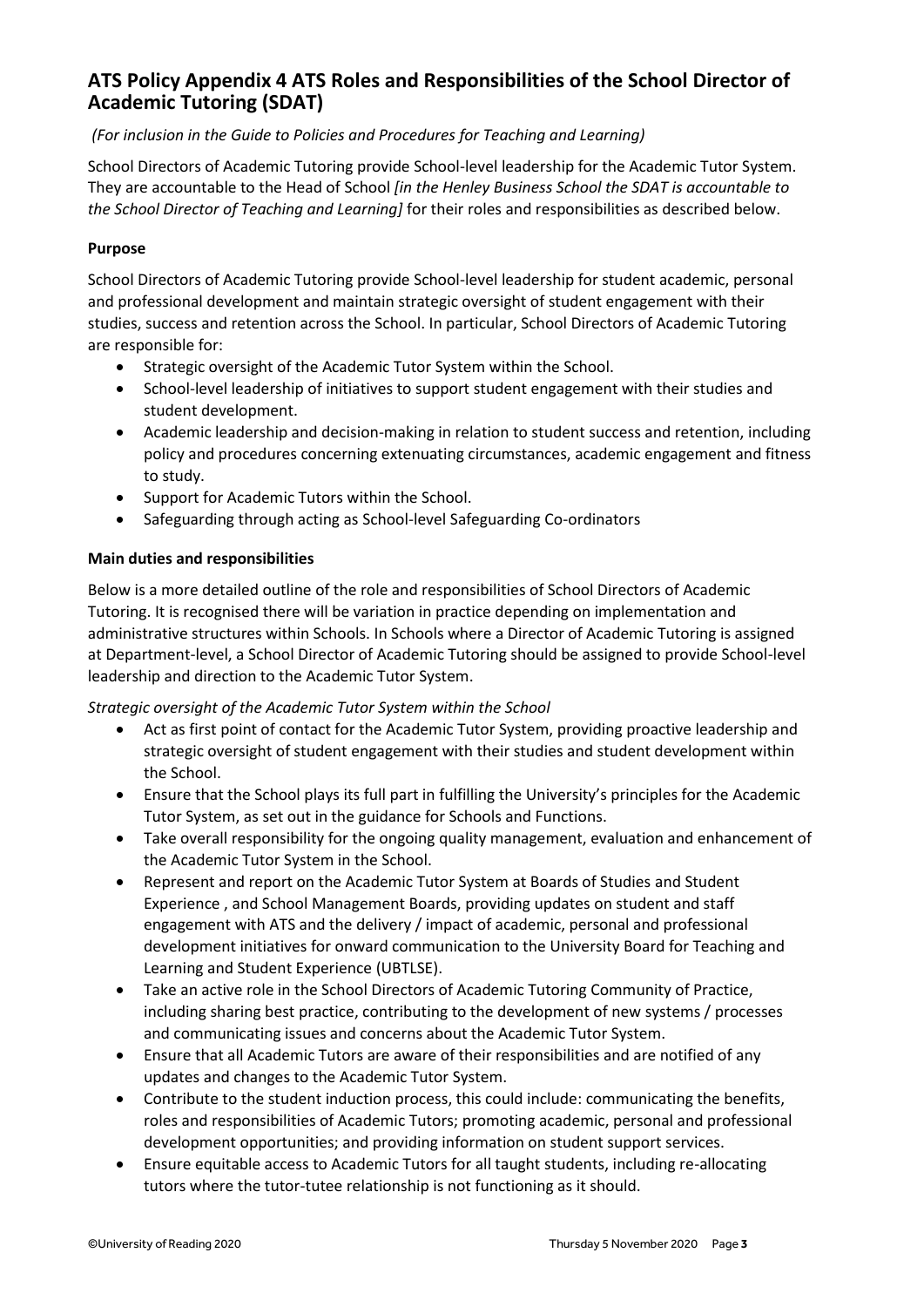## ATS Policy Appendix 4 ATS Roles and Responsibilities of the School Director of Academic Tutoring (SDAT)

*(For inclusion in the Guide to Policies and Procedures for Teaching and Learning)*

School Directors of Academic Tutoring provide School-level leadership for the Academic Tutor System. They are accountable to the Head of School *[in the Henley Business School the SDAT is accountable to the School Director of Teaching and Learning]* for their roles and responsibilities as described below.

**Purpose**

School Directors of Academic Tutoring provide School-level leadership for student academic, personal and professional development and maintain strategic oversight of student engagement with their studies, success and retention across the School. In particular, School Directors of Academic Tutoring are responsible for:

- Strategic oversight of the Academic Tutor System within the School.
- School-level leadership of initiatives to support student engagement with their studies and student development.
- Academic leadership and decision-making in relation to student success and retention, including policy and procedures concerning extenuating circumstances, academic engagement and fitness to study.
- Support for Academic Tutors within the School.
- Safeguarding through acting as School-level Safeguarding Co-ordinators

**Main duties and responsibilities**

Below is a more detailed outline of the role and responsibilities of School Directors of Academic Tutoring. It is recognised there will be variation in practice depending on implementation and administrative structures within Schools. In Schools where a Director of Academic Tutoring is assigned at Department-level, a School Director of Academic Tutoring should be assigned to provide School-level leadership and direction to the Academic Tutor System.

*Strategic oversight of the Academic Tutor System within the School*

- Act as first point of contact for the Academic Tutor System, providing proactive leadership and strategic oversight of student engagement with their studies and student development within the School.
- Ensure that the School plays its full part in fulfilling the University's principles for the Academic Tutor System, as set out in the guidance for Schools and Functions.
- Take overall responsibility for the ongoing quality management, evaluation and enhancement of the Academic Tutor System in the School.
- Represent and report on the Academic Tutor System at Boards of Studies and Student Experience , and School Management Boards, providing updates on student and staff engagement with ATS and the delivery / impact of academic, personal and professional development initiatives for onward communication to the University Board for Teaching and Learning and Student Experience (UBTLSE).
- Take an active role in the School Directors of Academic Tutoring Community of Practice, including sharing best practice, contributing to the development of new systems / processes and communicating issues and concerns about the Academic Tutor System.
- Ensure that all Academic Tutors are aware of their responsibilities and are notified of any updates and changes to the Academic Tutor System.
- Contribute to the student induction process, this could include: communicating the benefits, roles and responsibilities of Academic Tutors; promoting academic, personal and professional development opportunities; and providing information on student support services.
- Ensure equitable access to Academic Tutors for all taught students, including re-allocating tutors where the tutor-tutee relationship is not functioning as it should.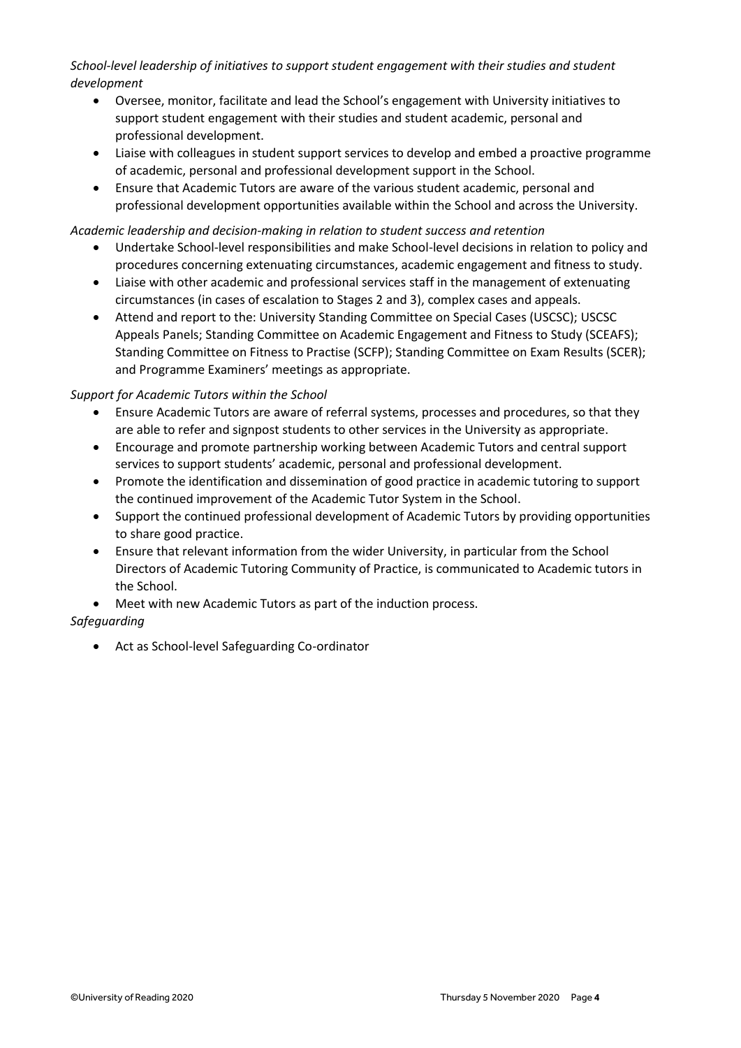*School-level leadership of initiatives to support student engagement with their studies and student development*

- Oversee, monitor, facilitate and lead the School's engagement with University initiatives to support student engagement with their studies and student academic, personal and professional development.
- Liaise with colleagues in student support services to develop and embed a proactive programme of academic, personal and professional development support in the School.
- Ensure that Academic Tutors are aware of the various student academic, personal and professional development opportunities available within the School and across the University.

*Academic leadership and decision-making in relation to student success and retention*

- Undertake School-level responsibilities and make School-level decisions in relation to policy and procedures concerning extenuating circumstances, academic engagement and fitness to study.
- Liaise with other academic and professional services staff in the management of extenuating circumstances (in cases of escalation to Stages 2 and 3), complex cases and appeals.
- Attend and report to the: University Standing Committee on Special Cases (USCSC); USCSC Appeals Panels; Standing Committee on Academic Engagement and Fitness to Study (SCEAFS); Standing Committee on Fitness to Practise (SCFP); Standing Committee on Exam Results (SCER); and Programme Examiners' meetings as appropriate.

*Support for Academic Tutors within the School*

- Ensure Academic Tutors are aware of referral systems, processes and procedures, so that they are able to refer and signpost students to other services in the University as appropriate.
- Encourage and promote partnership working between Academic Tutors and central support services to support students' academic, personal and professional development.
- Promote the identification and dissemination of good practice in academic tutoring to support the continued improvement of the Academic Tutor System in the School.
- Support the continued professional development of Academic Tutors by providing opportunities to share good practice.
- Ensure that relevant information from the wider University, in particular from the School Directors of Academic Tutoring Community of Practice, is communicated to Academic tutors in the School.
- Meet with new Academic Tutors as part of the induction process.

*Safeguarding*

- Act as School-level Safeguarding Co-ordinator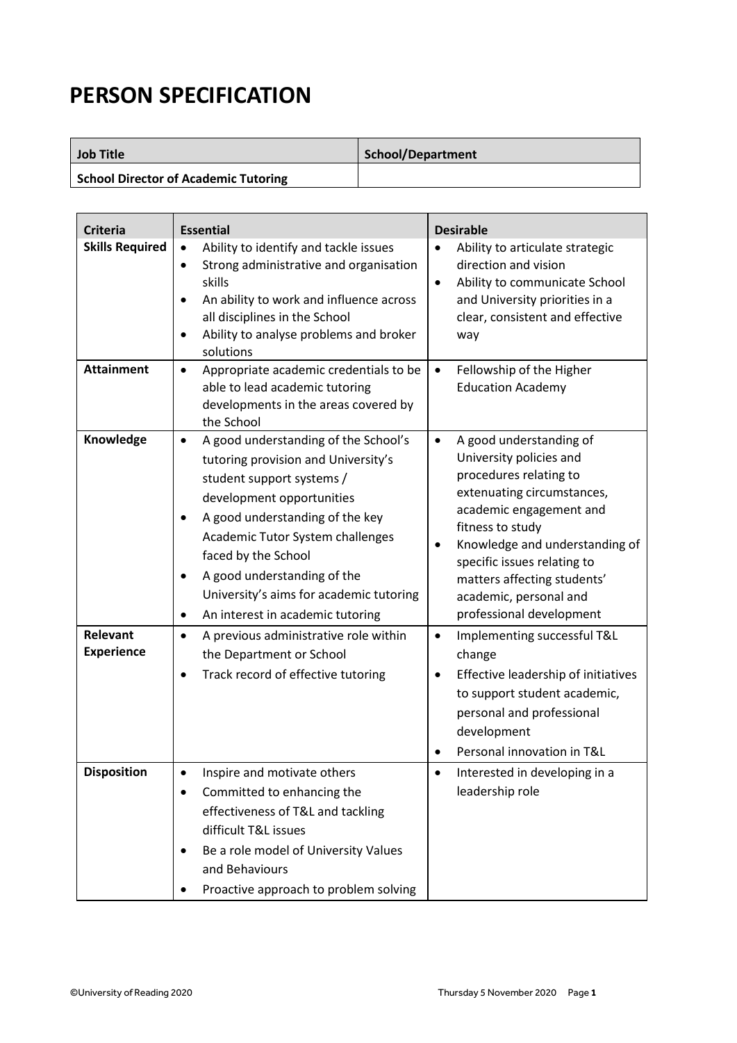# PERSON SPECIFICATION

| Job Title | School/Department |
|---|---|
| **School Director of Academic Tutoring** | |

| Criteria | Essential | Desirable |
|---|---|---|
| **Skills Required** | • Ability to identify and tackle issues<br>• Strong administrative and organisation skills<br>• An ability to work and influence across all disciplines in the School<br>• Ability to analyse problems and broker solutions | • Ability to articulate strategic direction and vision<br>• Ability to communicate School and University priorities in a clear, consistent and effective way |
| **Attainment** | • Appropriate academic credentials to be able to lead academic tutoring developments in the areas covered by the School | • Fellowship of the Higher Education Academy |
| **Knowledge** | • A good understanding of the School's tutoring provision and University's student support systems / development opportunities<br>• A good understanding of the key Academic Tutor System challenges faced by the School<br>• A good understanding of the University's aims for academic tutoring<br>• An interest in academic tutoring | • A good understanding of University policies and procedures relating to extenuating circumstances, academic engagement and fitness to study<br>• Knowledge and understanding of specific issues relating to matters affecting students' academic, personal and professional development |
| **Relevant Experience** | • A previous administrative role within the Department or School<br>• Track record of effective tutoring | • Implementing successful T&L change<br>• Effective leadership of initiatives to support student academic, personal and professional development<br>• Personal innovation in T&L |
| **Disposition** | • Inspire and motivate others<br>• Committed to enhancing the effectiveness of T&L and tackling difficult T&L issues<br>• Be a role model of University Values and Behaviours<br>• Proactive approach to problem solving | • Interested in developing in a leadership role |

©University of Reading 2020 Thursday 5 November 2020